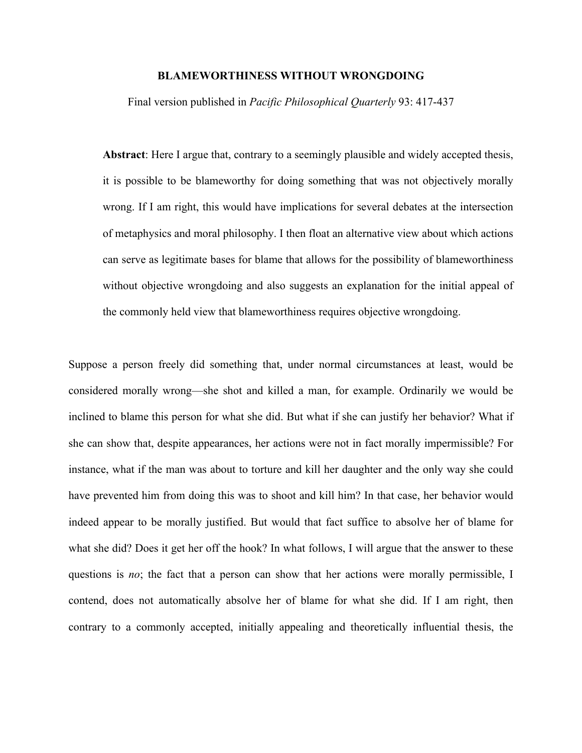# BLAMEWORTHINESS WITHOUT WRONGDOING

Final version published in *Pacific Philosophical Quarterly* 93: 417-437

> **Abstract**: Here I argue that, contrary to a seemingly plausible and widely accepted thesis, it is possible to be blameworthy for doing something that was not objectively morally wrong. If I am right, this would have implications for several debates at the intersection of metaphysics and moral philosophy. I then float an alternative view about which actions can serve as legitimate bases for blame that allows for the possibility of blameworthiness without objective wrongdoing and also suggests an explanation for the initial appeal of the commonly held view that blameworthiness requires objective wrongdoing.

Suppose a person freely did something that, under normal circumstances at least, would be considered morally wrong—she shot and killed a man, for example. Ordinarily we would be inclined to blame this person for what she did. But what if she can justify her behavior? What if she can show that, despite appearances, her actions were not in fact morally impermissible? For instance, what if the man was about to torture and kill her daughter and the only way she could have prevented him from doing this was to shoot and kill him? In that case, her behavior would indeed appear to be morally justified. But would that fact suffice to absolve her of blame for what she did? Does it get her off the hook? In what follows, I will argue that the answer to these questions is *no*; the fact that a person can show that her actions were morally permissible, I contend, does not automatically absolve her of blame for what she did. If I am right, then contrary to a commonly accepted, initially appealing and theoretically influential thesis, the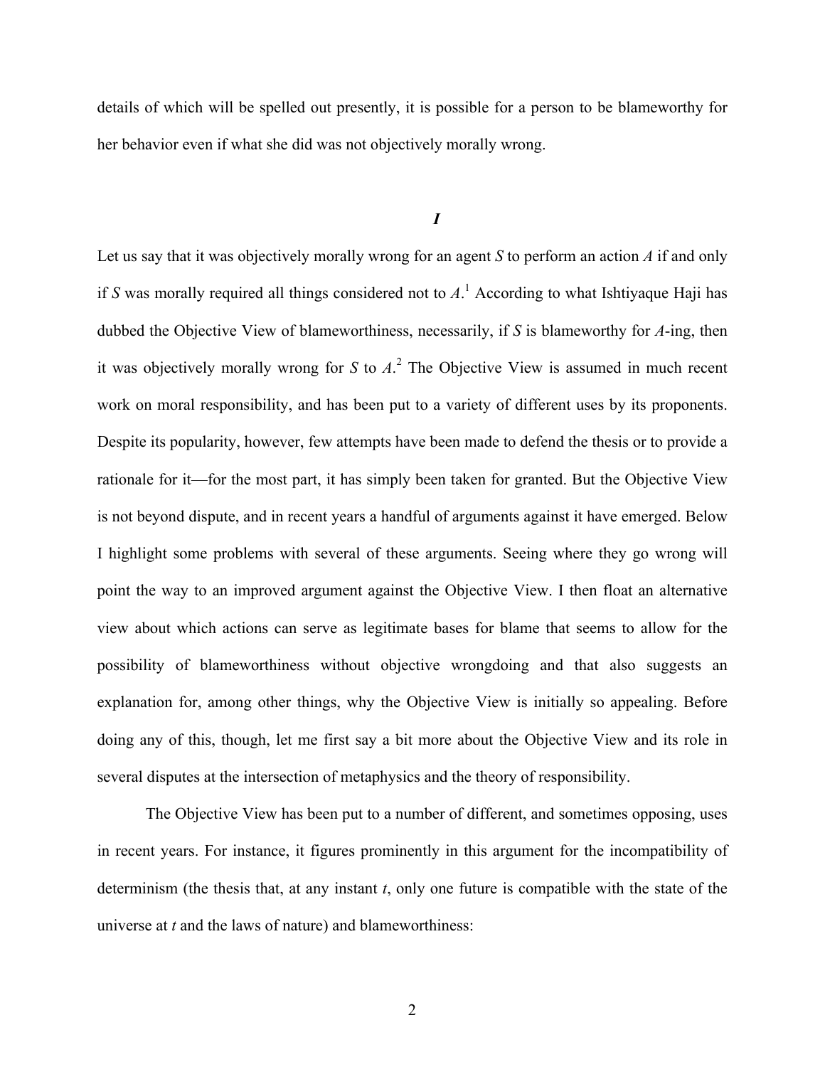details of which will be spelled out presently, it is possible for a person to be blameworthy for her behavior even if what she did was not objectively morally wrong.

## *I*

Let us say that it was objectively morally wrong for an agent *S* to perform an action *A* if and only if *S* was morally required all things considered not to *A*.[1] According to what Ishtiyaque Haji has dubbed the Objective View of blameworthiness, necessarily, if *S* is blameworthy for *A*-ing, then it was objectively morally wrong for *S* to *A*.[2] The Objective View is assumed in much recent work on moral responsibility, and has been put to a variety of different uses by its proponents. Despite its popularity, however, few attempts have been made to defend the thesis or to provide a rationale for it—for the most part, it has simply been taken for granted. But the Objective View is not beyond dispute, and in recent years a handful of arguments against it have emerged. Below I highlight some problems with several of these arguments. Seeing where they go wrong will point the way to an improved argument against the Objective View. I then float an alternative view about which actions can serve as legitimate bases for blame that seems to allow for the possibility of blameworthiness without objective wrongdoing and that also suggests an explanation for, among other things, why the Objective View is initially so appealing. Before doing any of this, though, let me first say a bit more about the Objective View and its role in several disputes at the intersection of metaphysics and the theory of responsibility.

The Objective View has been put to a number of different, and sometimes opposing, uses in recent years. For instance, it figures prominently in this argument for the incompatibility of determinism (the thesis that, at any instant *t*, only one future is compatible with the state of the universe at *t* and the laws of nature) and blameworthiness: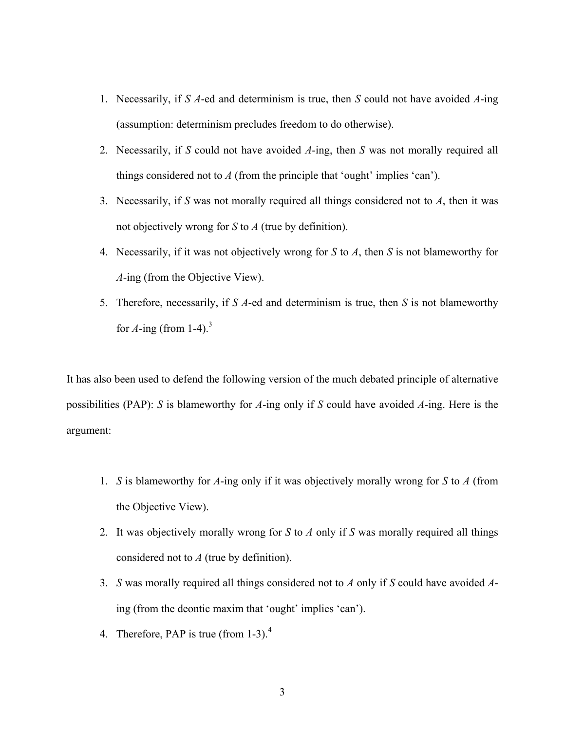1. Necessarily, if *S* *A*-ed and determinism is true, then *S* could not have avoided *A*-ing (assumption: determinism precludes freedom to do otherwise).
2. Necessarily, if *S* could not have avoided *A*-ing, then *S* was not morally required all things considered not to *A* (from the principle that 'ought' implies 'can').
3. Necessarily, if *S* was not morally required all things considered not to *A*, then it was not objectively wrong for *S* to *A* (true by definition).
4. Necessarily, if it was not objectively wrong for *S* to *A*, then *S* is not blameworthy for *A*-ing (from the Objective View).
5. Therefore, necessarily, if *S* *A*-ed and determinism is true, then *S* is not blameworthy for *A*-ing (from 1-4).[3]

It has also been used to defend the following version of the much debated principle of alternative possibilities (PAP): *S* is blameworthy for *A*-ing only if *S* could have avoided *A*-ing. Here is the argument:

1. *S* is blameworthy for *A*-ing only if it was objectively morally wrong for *S* to *A* (from the Objective View).
2. It was objectively morally wrong for *S* to *A* only if *S* was morally required all things considered not to *A* (true by definition).
3. *S* was morally required all things considered not to *A* only if *S* could have avoided *A*-ing (from the deontic maxim that 'ought' implies 'can').
4. Therefore, PAP is true (from 1-3).[4]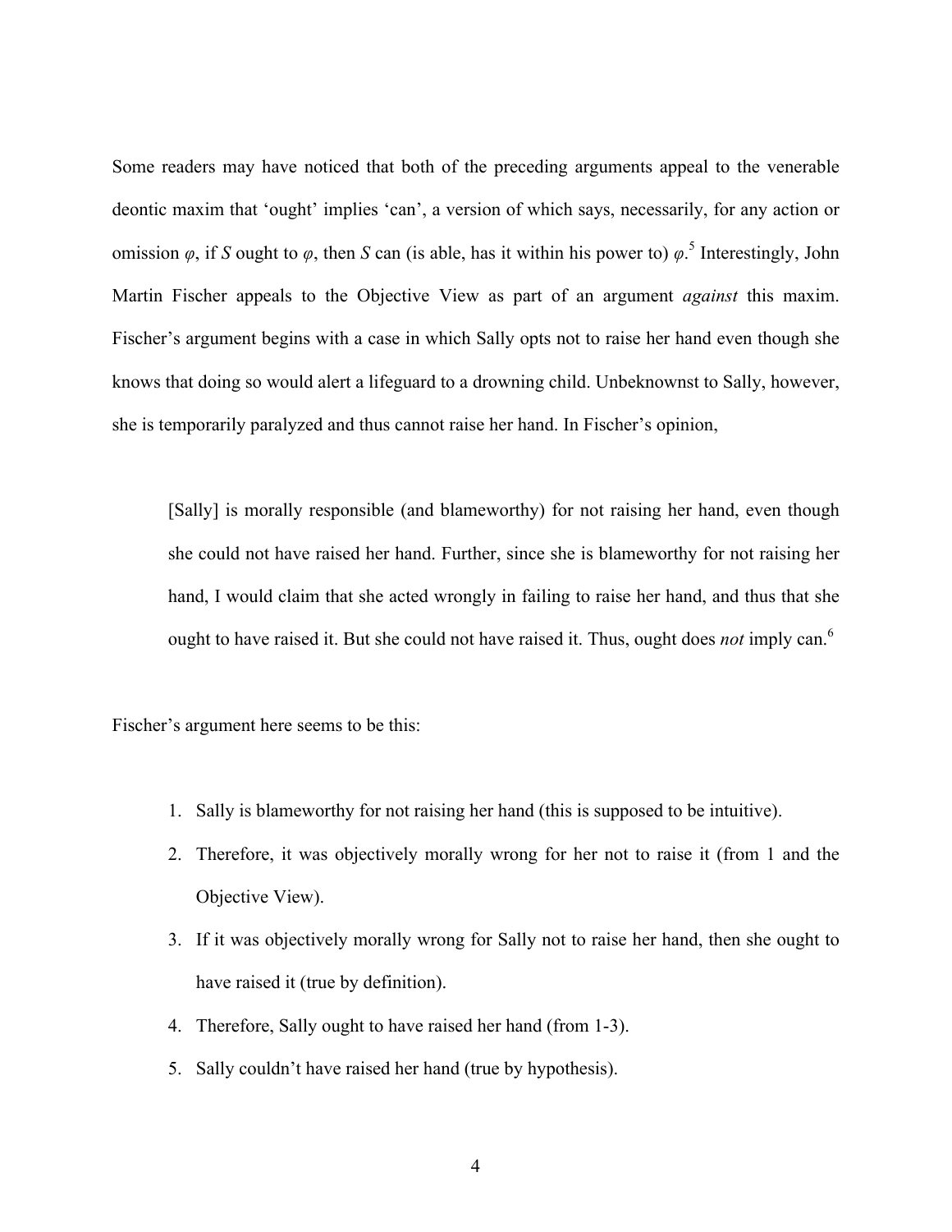Some readers may have noticed that both of the preceding arguments appeal to the venerable deontic maxim that 'ought' implies 'can', a version of which says, necessarily, for any action or omission $\varphi$, if *S* ought to $\varphi$, then *S* can (is able, has it within his power to) $\varphi$.[5] Interestingly, John Martin Fischer appeals to the Objective View as part of an argument *against* this maxim. Fischer's argument begins with a case in which Sally opts not to raise her hand even though she knows that doing so would alert a lifeguard to a drowning child. Unbeknownst to Sally, however, she is temporarily paralyzed and thus cannot raise her hand. In Fischer's opinion,

> [Sally] is morally responsible (and blameworthy) for not raising her hand, even though she could not have raised her hand. Further, since she is blameworthy for not raising her hand, I would claim that she acted wrongly in failing to raise her hand, and thus that she ought to have raised it. But she could not have raised it. Thus, ought does *not* imply can.[6]

Fischer's argument here seems to be this:

1. Sally is blameworthy for not raising her hand (this is supposed to be intuitive).
2. Therefore, it was objectively morally wrong for her not to raise it (from 1 and the Objective View).
3. If it was objectively morally wrong for Sally not to raise her hand, then she ought to have raised it (true by definition).
4. Therefore, Sally ought to have raised her hand (from 1-3).
5. Sally couldn't have raised her hand (true by hypothesis).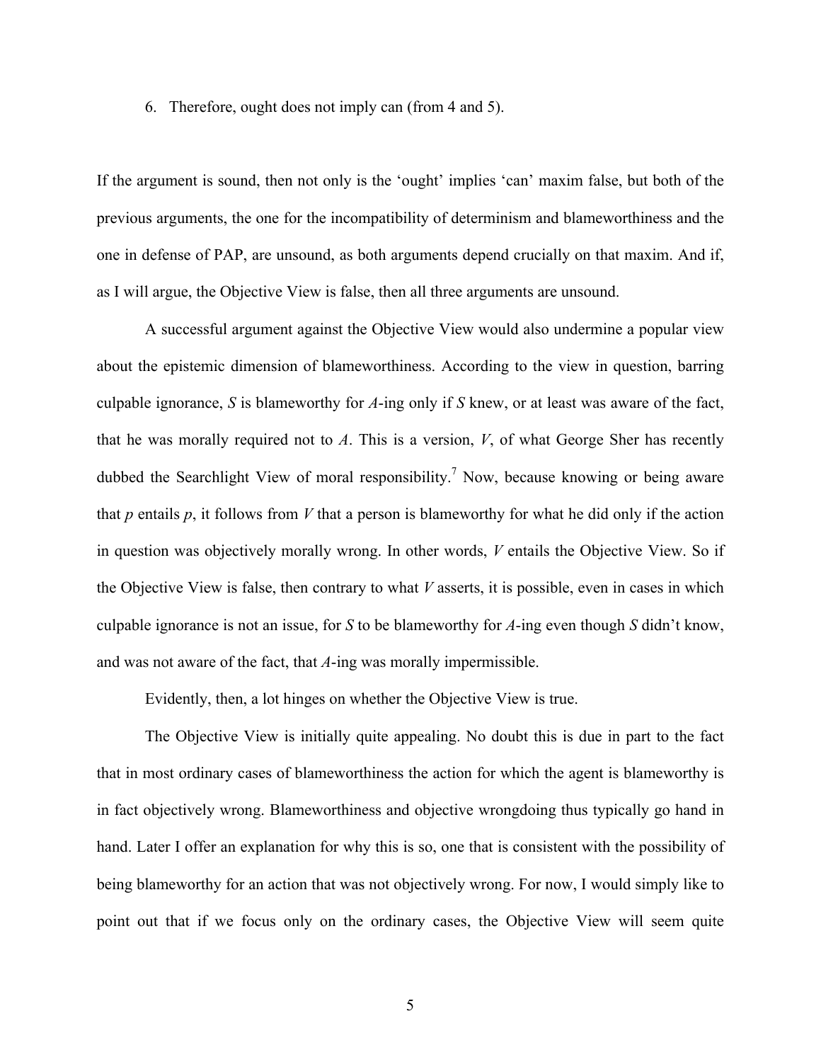6. Therefore, ought does not imply can (from 4 and 5).

If the argument is sound, then not only is the 'ought' implies 'can' maxim false, but both of the previous arguments, the one for the incompatibility of determinism and blameworthiness and the one in defense of PAP, are unsound, as both arguments depend crucially on that maxim. And if, as I will argue, the Objective View is false, then all three arguments are unsound.

A successful argument against the Objective View would also undermine a popular view about the epistemic dimension of blameworthiness. According to the view in question, barring culpable ignorance, *S* is blameworthy for *A*-ing only if *S* knew, or at least was aware of the fact, that he was morally required not to *A*. This is a version, *V*, of what George Sher has recently dubbed the Searchlight View of moral responsibility.[7] Now, because knowing or being aware that *p* entails *p*, it follows from *V* that a person is blameworthy for what he did only if the action in question was objectively morally wrong. In other words, *V* entails the Objective View. So if the Objective View is false, then contrary to what *V* asserts, it is possible, even in cases in which culpable ignorance is not an issue, for *S* to be blameworthy for *A*-ing even though *S* didn't know, and was not aware of the fact, that *A*-ing was morally impermissible.

Evidently, then, a lot hinges on whether the Objective View is true.

The Objective View is initially quite appealing. No doubt this is due in part to the fact that in most ordinary cases of blameworthiness the action for which the agent is blameworthy is in fact objectively wrong. Blameworthiness and objective wrongdoing thus typically go hand in hand. Later I offer an explanation for why this is so, one that is consistent with the possibility of being blameworthy for an action that was not objectively wrong. For now, I would simply like to point out that if we focus only on the ordinary cases, the Objective View will seem quite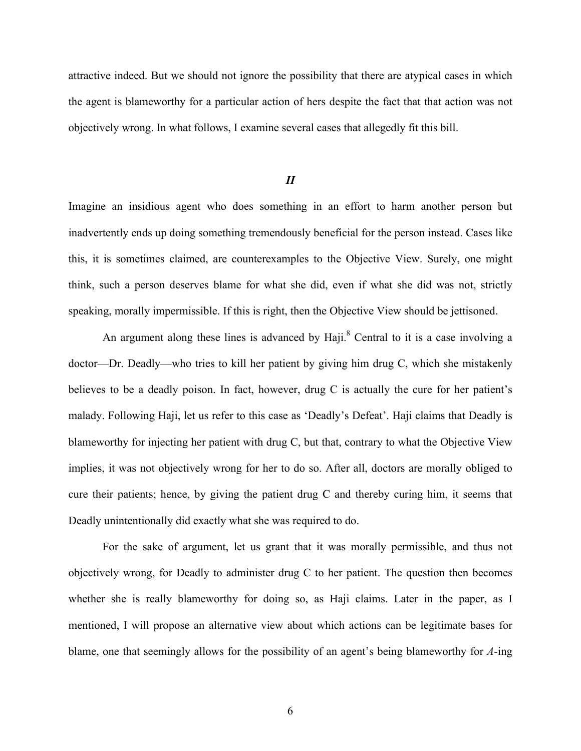attractive indeed. But we should not ignore the possibility that there are atypical cases in which the agent is blameworthy for a particular action of hers despite the fact that that action was not objectively wrong. In what follows, I examine several cases that allegedly fit this bill.

## *II*

Imagine an insidious agent who does something in an effort to harm another person but inadvertently ends up doing something tremendously beneficial for the person instead. Cases like this, it is sometimes claimed, are counterexamples to the Objective View. Surely, one might think, such a person deserves blame for what she did, even if what she did was not, strictly speaking, morally impermissible. If this is right, then the Objective View should be jettisoned.

An argument along these lines is advanced by Haji.[8] Central to it is a case involving a doctor—Dr. Deadly—who tries to kill her patient by giving him drug C, which she mistakenly believes to be a deadly poison. In fact, however, drug C is actually the cure for her patient's malady. Following Haji, let us refer to this case as 'Deadly's Defeat'. Haji claims that Deadly is blameworthy for injecting her patient with drug C, but that, contrary to what the Objective View implies, it was not objectively wrong for her to do so. After all, doctors are morally obliged to cure their patients; hence, by giving the patient drug C and thereby curing him, it seems that Deadly unintentionally did exactly what she was required to do.

For the sake of argument, let us grant that it was morally permissible, and thus not objectively wrong, for Deadly to administer drug C to her patient. The question then becomes whether she is really blameworthy for doing so, as Haji claims. Later in the paper, as I mentioned, I will propose an alternative view about which actions can be legitimate bases for blame, one that seemingly allows for the possibility of an agent's being blameworthy for *A*-ing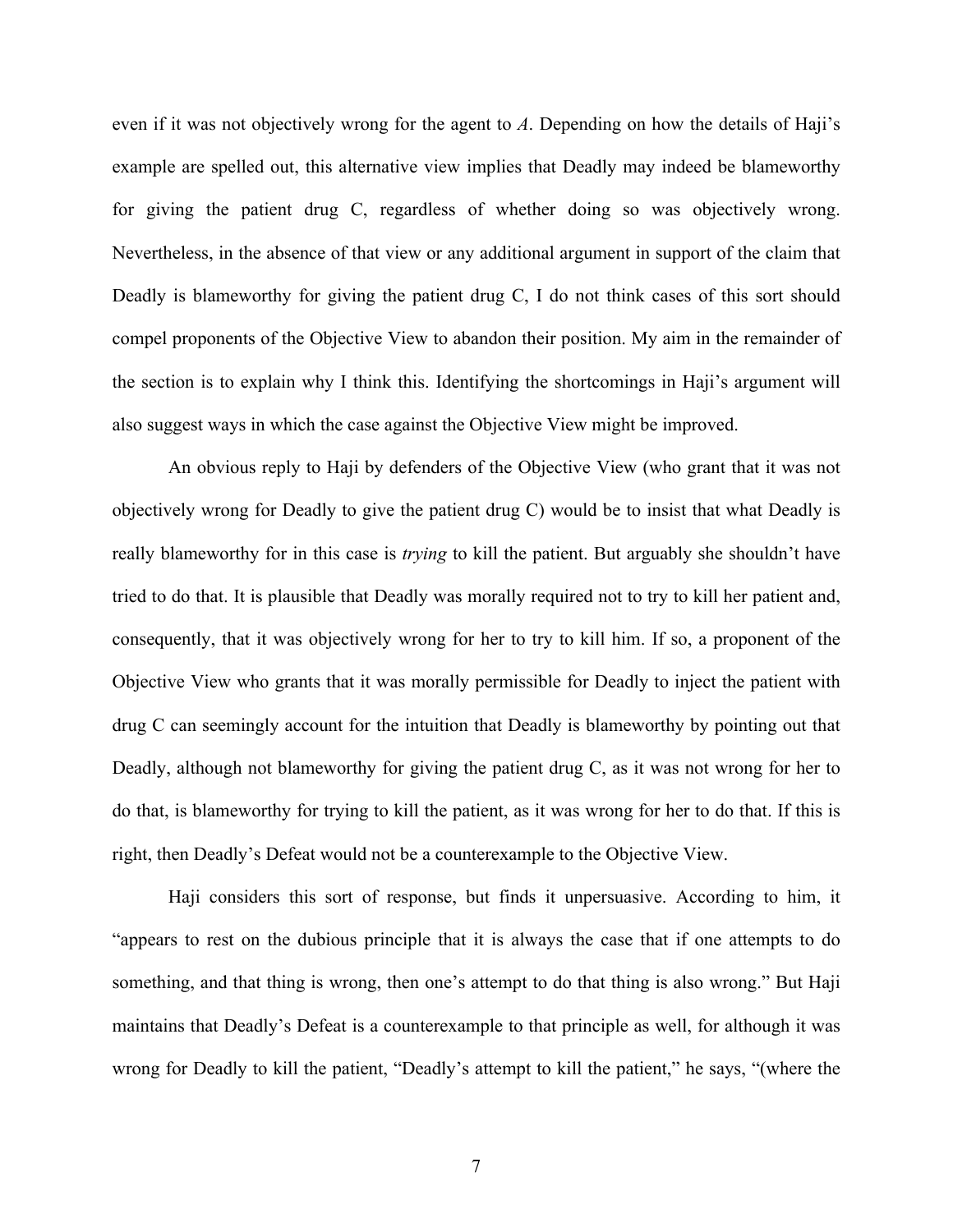even if it was not objectively wrong for the agent to *A*. Depending on how the details of Haji's example are spelled out, this alternative view implies that Deadly may indeed be blameworthy for giving the patient drug C, regardless of whether doing so was objectively wrong. Nevertheless, in the absence of that view or any additional argument in support of the claim that Deadly is blameworthy for giving the patient drug C, I do not think cases of this sort should compel proponents of the Objective View to abandon their position. My aim in the remainder of the section is to explain why I think this. Identifying the shortcomings in Haji's argument will also suggest ways in which the case against the Objective View might be improved.

An obvious reply to Haji by defenders of the Objective View (who grant that it was not objectively wrong for Deadly to give the patient drug C) would be to insist that what Deadly is really blameworthy for in this case is *trying* to kill the patient. But arguably she shouldn't have tried to do that. It is plausible that Deadly was morally required not to try to kill her patient and, consequently, that it was objectively wrong for her to try to kill him. If so, a proponent of the Objective View who grants that it was morally permissible for Deadly to inject the patient with drug C can seemingly account for the intuition that Deadly is blameworthy by pointing out that Deadly, although not blameworthy for giving the patient drug C, as it was not wrong for her to do that, is blameworthy for trying to kill the patient, as it was wrong for her to do that. If this is right, then Deadly's Defeat would not be a counterexample to the Objective View.

Haji considers this sort of response, but finds it unpersuasive. According to him, it "appears to rest on the dubious principle that it is always the case that if one attempts to do something, and that thing is wrong, then one's attempt to do that thing is also wrong." But Haji maintains that Deadly's Defeat is a counterexample to that principle as well, for although it was wrong for Deadly to kill the patient, "Deadly's attempt to kill the patient," he says, "(where the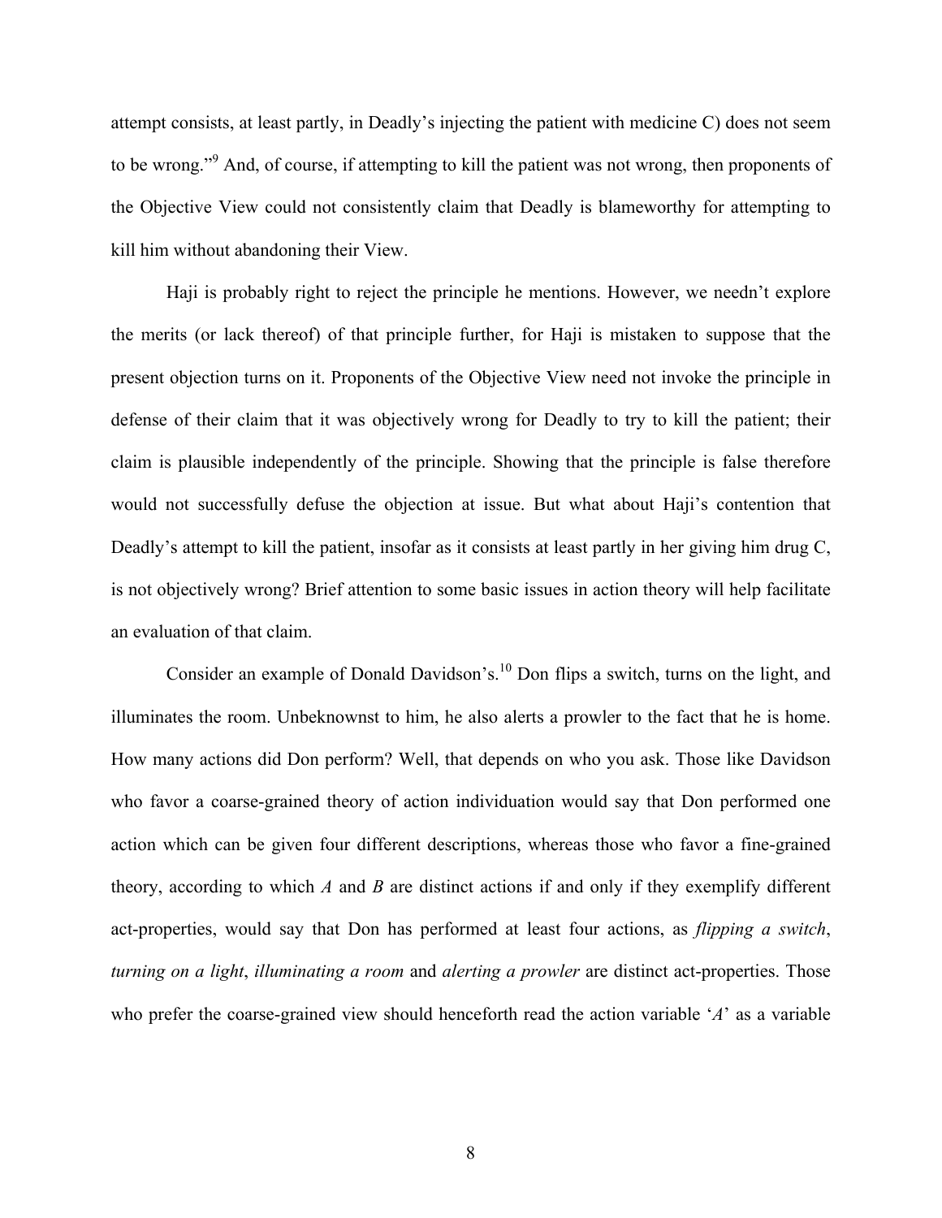attempt consists, at least partly, in Deadly's injecting the patient with medicine C) does not seem to be wrong."[9] And, of course, if attempting to kill the patient was not wrong, then proponents of the Objective View could not consistently claim that Deadly is blameworthy for attempting to kill him without abandoning their View.

Haji is probably right to reject the principle he mentions. However, we needn't explore the merits (or lack thereof) of that principle further, for Haji is mistaken to suppose that the present objection turns on it. Proponents of the Objective View need not invoke the principle in defense of their claim that it was objectively wrong for Deadly to try to kill the patient; their claim is plausible independently of the principle. Showing that the principle is false therefore would not successfully defuse the objection at issue. But what about Haji's contention that Deadly's attempt to kill the patient, insofar as it consists at least partly in her giving him drug C, is not objectively wrong? Brief attention to some basic issues in action theory will help facilitate an evaluation of that claim.

Consider an example of Donald Davidson's.[10] Don flips a switch, turns on the light, and illuminates the room. Unbeknownst to him, he also alerts a prowler to the fact that he is home. How many actions did Don perform? Well, that depends on who you ask. Those like Davidson who favor a coarse-grained theory of action individuation would say that Don performed one action which can be given four different descriptions, whereas those who favor a fine-grained theory, according to which *A* and *B* are distinct actions if and only if they exemplify different act-properties, would say that Don has performed at least four actions, as *flipping a switch*, *turning on a light*, *illuminating a room* and *alerting a prowler* are distinct act-properties. Those who prefer the coarse-grained view should henceforth read the action variable '*A*' as a variable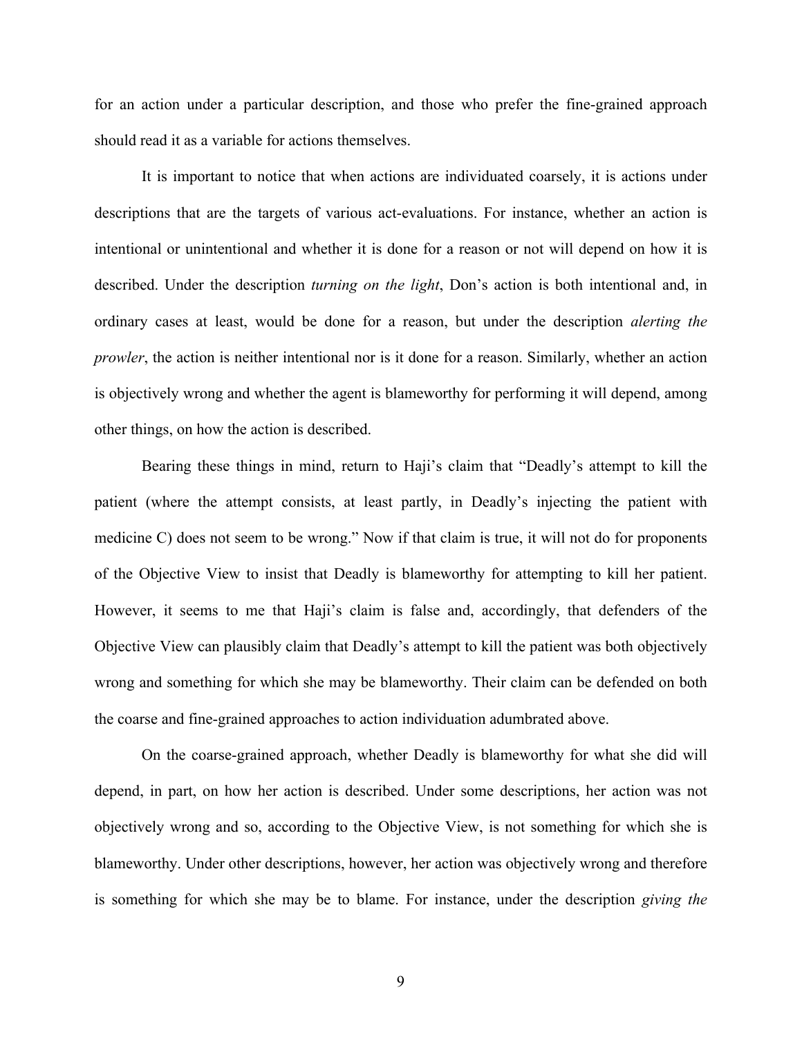for an action under a particular description, and those who prefer the fine-grained approach should read it as a variable for actions themselves.

It is important to notice that when actions are individuated coarsely, it is actions under descriptions that are the targets of various act-evaluations. For instance, whether an action is intentional or unintentional and whether it is done for a reason or not will depend on how it is described. Under the description *turning on the light*, Don's action is both intentional and, in ordinary cases at least, would be done for a reason, but under the description *alerting the prowler*, the action is neither intentional nor is it done for a reason. Similarly, whether an action is objectively wrong and whether the agent is blameworthy for performing it will depend, among other things, on how the action is described.

Bearing these things in mind, return to Haji's claim that "Deadly's attempt to kill the patient (where the attempt consists, at least partly, in Deadly's injecting the patient with medicine C) does not seem to be wrong." Now if that claim is true, it will not do for proponents of the Objective View to insist that Deadly is blameworthy for attempting to kill her patient. However, it seems to me that Haji's claim is false and, accordingly, that defenders of the Objective View can plausibly claim that Deadly's attempt to kill the patient was both objectively wrong and something for which she may be blameworthy. Their claim can be defended on both the coarse and fine-grained approaches to action individuation adumbrated above.

On the coarse-grained approach, whether Deadly is blameworthy for what she did will depend, in part, on how her action is described. Under some descriptions, her action was not objectively wrong and so, according to the Objective View, is not something for which she is blameworthy. Under other descriptions, however, her action was objectively wrong and therefore is something for which she may be to blame. For instance, under the description *giving the*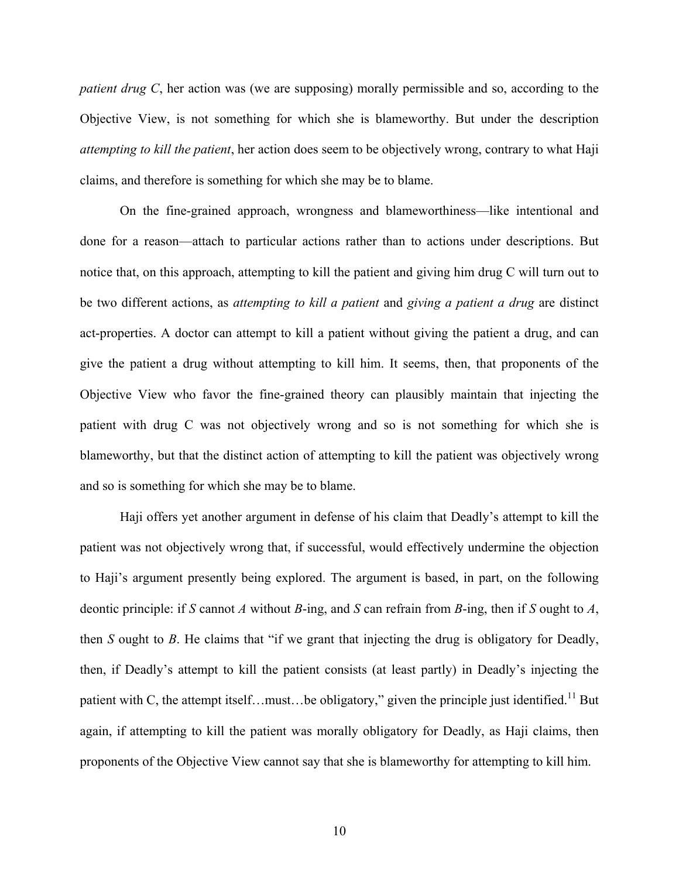*patient drug C*, her action was (we are supposing) morally permissible and so, according to the Objective View, is not something for which she is blameworthy. But under the description *attempting to kill the patient*, her action does seem to be objectively wrong, contrary to what Haji claims, and therefore is something for which she may be to blame.

On the fine-grained approach, wrongness and blameworthiness—like intentional and done for a reason—attach to particular actions rather than to actions under descriptions. But notice that, on this approach, attempting to kill the patient and giving him drug C will turn out to be two different actions, as *attempting to kill a patient* and *giving a patient a drug* are distinct act-properties. A doctor can attempt to kill a patient without giving the patient a drug, and can give the patient a drug without attempting to kill him. It seems, then, that proponents of the Objective View who favor the fine-grained theory can plausibly maintain that injecting the patient with drug C was not objectively wrong and so is not something for which she is blameworthy, but that the distinct action of attempting to kill the patient was objectively wrong and so is something for which she may be to blame.

Haji offers yet another argument in defense of his claim that Deadly's attempt to kill the patient was not objectively wrong that, if successful, would effectively undermine the objection to Haji's argument presently being explored. The argument is based, in part, on the following deontic principle: if *S* cannot *A* without *B*-ing, and *S* can refrain from *B*-ing, then if *S* ought to *A*, then *S* ought to *B*. He claims that "if we grant that injecting the drug is obligatory for Deadly, then, if Deadly's attempt to kill the patient consists (at least partly) in Deadly's injecting the patient with C, the attempt itself…must…be obligatory," given the principle just identified.[11] But again, if attempting to kill the patient was morally obligatory for Deadly, as Haji claims, then proponents of the Objective View cannot say that she is blameworthy for attempting to kill him.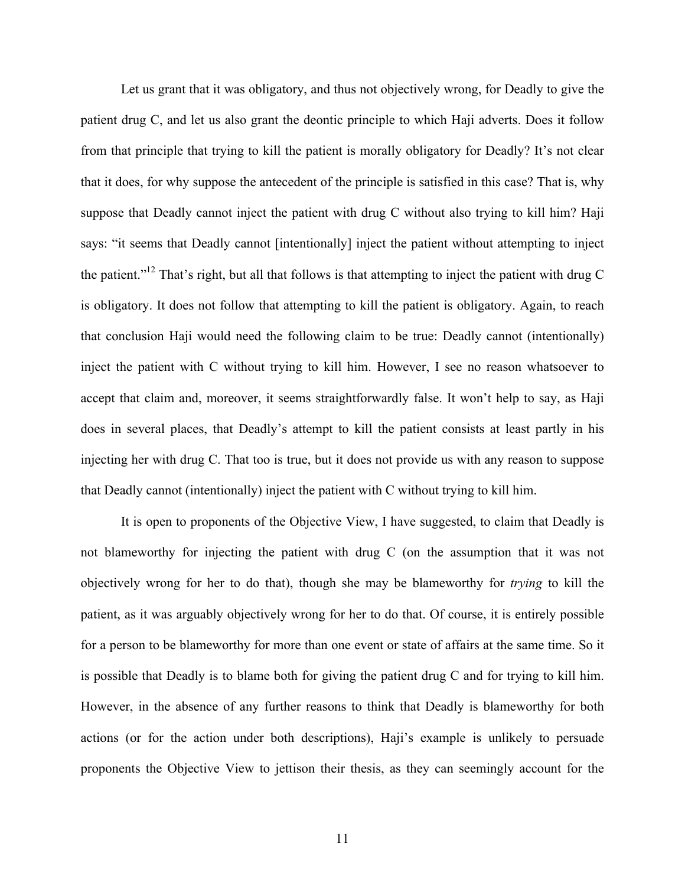Let us grant that it was obligatory, and thus not objectively wrong, for Deadly to give the patient drug C, and let us also grant the deontic principle to which Haji adverts. Does it follow from that principle that trying to kill the patient is morally obligatory for Deadly? It's not clear that it does, for why suppose the antecedent of the principle is satisfied in this case? That is, why suppose that Deadly cannot inject the patient with drug C without also trying to kill him? Haji says: "it seems that Deadly cannot [intentionally] inject the patient without attempting to inject the patient."[12] That's right, but all that follows is that attempting to inject the patient with drug C is obligatory. It does not follow that attempting to kill the patient is obligatory. Again, to reach that conclusion Haji would need the following claim to be true: Deadly cannot (intentionally) inject the patient with C without trying to kill him. However, I see no reason whatsoever to accept that claim and, moreover, it seems straightforwardly false. It won't help to say, as Haji does in several places, that Deadly's attempt to kill the patient consists at least partly in his injecting her with drug C. That too is true, but it does not provide us with any reason to suppose that Deadly cannot (intentionally) inject the patient with C without trying to kill him.

It is open to proponents of the Objective View, I have suggested, to claim that Deadly is not blameworthy for injecting the patient with drug C (on the assumption that it was not objectively wrong for her to do that), though she may be blameworthy for *trying* to kill the patient, as it was arguably objectively wrong for her to do that. Of course, it is entirely possible for a person to be blameworthy for more than one event or state of affairs at the same time. So it is possible that Deadly is to blame both for giving the patient drug C and for trying to kill him. However, in the absence of any further reasons to think that Deadly is blameworthy for both actions (or for the action under both descriptions), Haji's example is unlikely to persuade proponents the Objective View to jettison their thesis, as they can seemingly account for the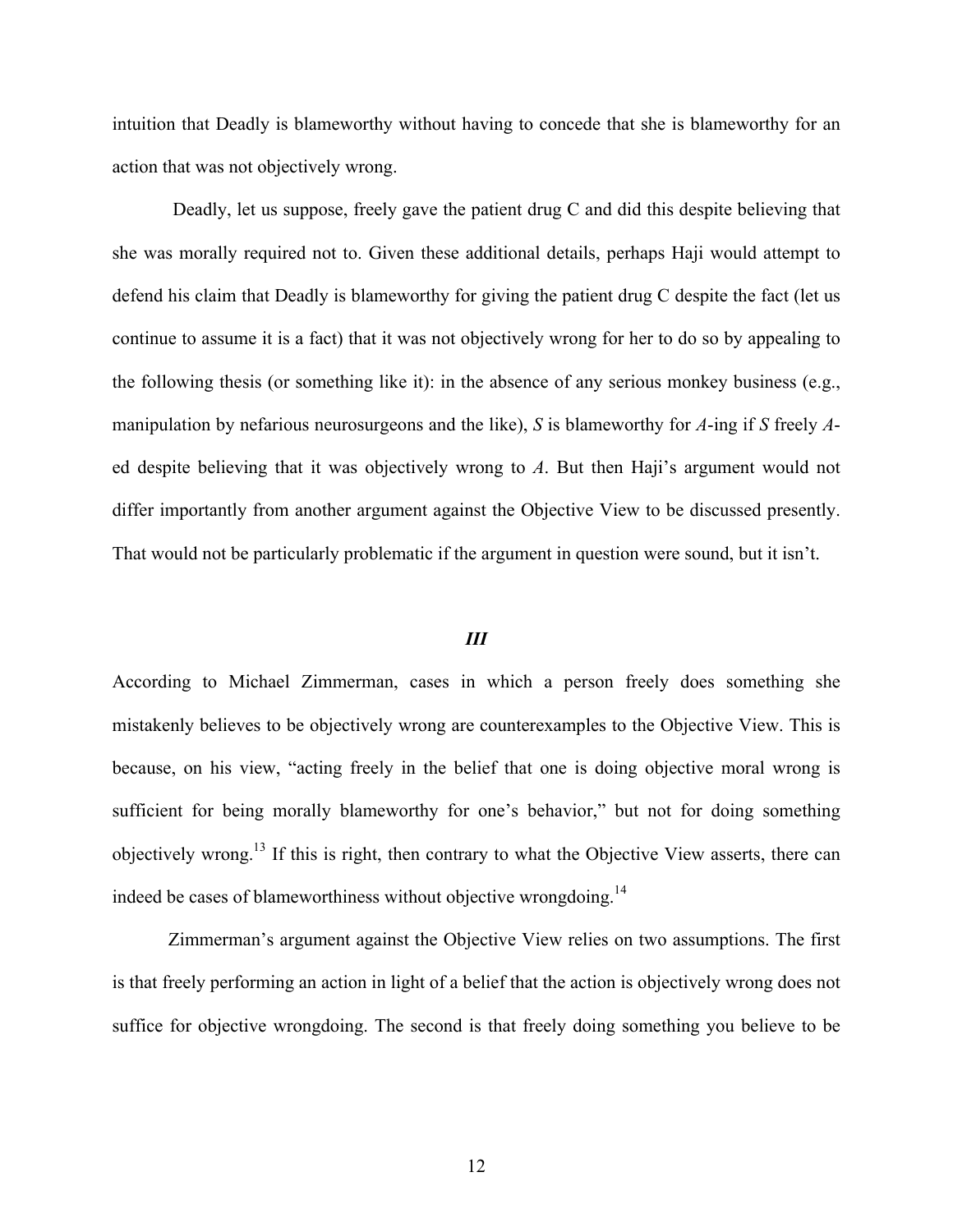intuition that Deadly is blameworthy without having to concede that she is blameworthy for an action that was not objectively wrong.

Deadly, let us suppose, freely gave the patient drug C and did this despite believing that she was morally required not to. Given these additional details, perhaps Haji would attempt to defend his claim that Deadly is blameworthy for giving the patient drug C despite the fact (let us continue to assume it is a fact) that it was not objectively wrong for her to do so by appealing to the following thesis (or something like it): in the absence of any serious monkey business (e.g., manipulation by nefarious neurosurgeons and the like), *S* is blameworthy for *A*-ing if *S* freely *A*-ed despite believing that it was objectively wrong to *A*. But then Haji's argument would not differ importantly from another argument against the Objective View to be discussed presently. That would not be particularly problematic if the argument in question were sound, but it isn't.

### *III*

According to Michael Zimmerman, cases in which a person freely does something she mistakenly believes to be objectively wrong are counterexamples to the Objective View. This is because, on his view, "acting freely in the belief that one is doing objective moral wrong is sufficient for being morally blameworthy for one's behavior," but not for doing something objectively wrong.[13] If this is right, then contrary to what the Objective View asserts, there can indeed be cases of blameworthiness without objective wrongdoing.[14]

Zimmerman's argument against the Objective View relies on two assumptions. The first is that freely performing an action in light of a belief that the action is objectively wrong does not suffice for objective wrongdoing. The second is that freely doing something you believe to be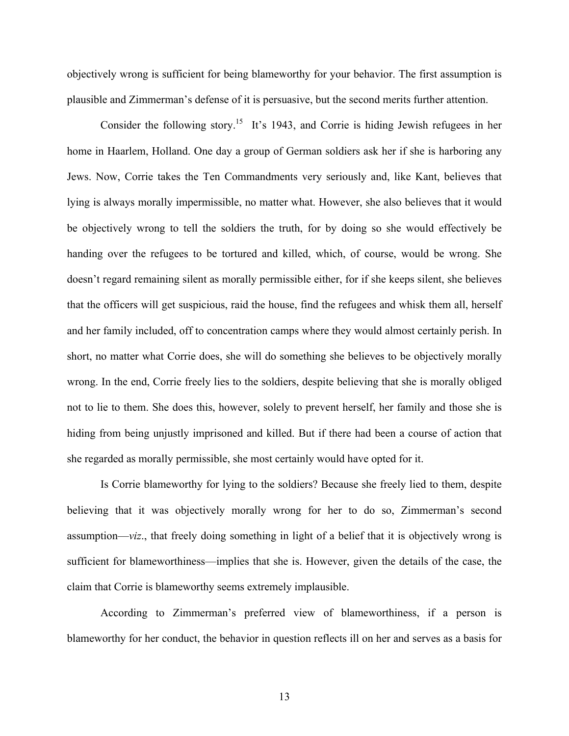objectively wrong is sufficient for being blameworthy for your behavior. The first assumption is plausible and Zimmerman's defense of it is persuasive, but the second merits further attention.

Consider the following story.[15] It's 1943, and Corrie is hiding Jewish refugees in her home in Haarlem, Holland. One day a group of German soldiers ask her if she is harboring any Jews. Now, Corrie takes the Ten Commandments very seriously and, like Kant, believes that lying is always morally impermissible, no matter what. However, she also believes that it would be objectively wrong to tell the soldiers the truth, for by doing so she would effectively be handing over the refugees to be tortured and killed, which, of course, would be wrong. She doesn't regard remaining silent as morally permissible either, for if she keeps silent, she believes that the officers will get suspicious, raid the house, find the refugees and whisk them all, herself and her family included, off to concentration camps where they would almost certainly perish. In short, no matter what Corrie does, she will do something she believes to be objectively morally wrong. In the end, Corrie freely lies to the soldiers, despite believing that she is morally obliged not to lie to them. She does this, however, solely to prevent herself, her family and those she is hiding from being unjustly imprisoned and killed. But if there had been a course of action that she regarded as morally permissible, she most certainly would have opted for it.

Is Corrie blameworthy for lying to the soldiers? Because she freely lied to them, despite believing that it was objectively morally wrong for her to do so, Zimmerman's second assumption—*viz*., that freely doing something in light of a belief that it is objectively wrong is sufficient for blameworthiness—implies that she is. However, given the details of the case, the claim that Corrie is blameworthy seems extremely implausible.

According to Zimmerman's preferred view of blameworthiness, if a person is blameworthy for her conduct, the behavior in question reflects ill on her and serves as a basis for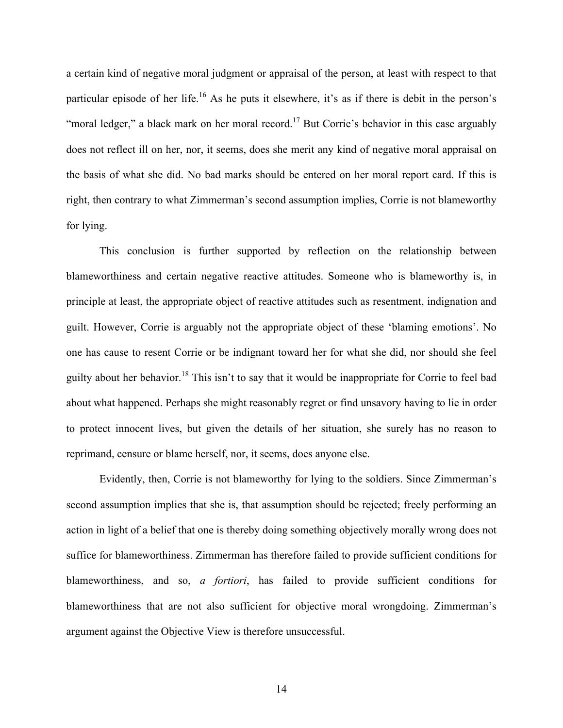a certain kind of negative moral judgment or appraisal of the person, at least with respect to that particular episode of her life.[16] As he puts it elsewhere, it's as if there is debit in the person's "moral ledger," a black mark on her moral record.[17] But Corrie's behavior in this case arguably does not reflect ill on her, nor, it seems, does she merit any kind of negative moral appraisal on the basis of what she did. No bad marks should be entered on her moral report card. If this is right, then contrary to what Zimmerman's second assumption implies, Corrie is not blameworthy for lying.

This conclusion is further supported by reflection on the relationship between blameworthiness and certain negative reactive attitudes. Someone who is blameworthy is, in principle at least, the appropriate object of reactive attitudes such as resentment, indignation and guilt. However, Corrie is arguably not the appropriate object of these 'blaming emotions'. No one has cause to resent Corrie or be indignant toward her for what she did, nor should she feel guilty about her behavior.[18] This isn't to say that it would be inappropriate for Corrie to feel bad about what happened. Perhaps she might reasonably regret or find unsavory having to lie in order to protect innocent lives, but given the details of her situation, she surely has no reason to reprimand, censure or blame herself, nor, it seems, does anyone else.

Evidently, then, Corrie is not blameworthy for lying to the soldiers. Since Zimmerman's second assumption implies that she is, that assumption should be rejected; freely performing an action in light of a belief that one is thereby doing something objectively morally wrong does not suffice for blameworthiness. Zimmerman has therefore failed to provide sufficient conditions for blameworthiness, and so, *a fortiori*, has failed to provide sufficient conditions for blameworthiness that are not also sufficient for objective moral wrongdoing. Zimmerman's argument against the Objective View is therefore unsuccessful.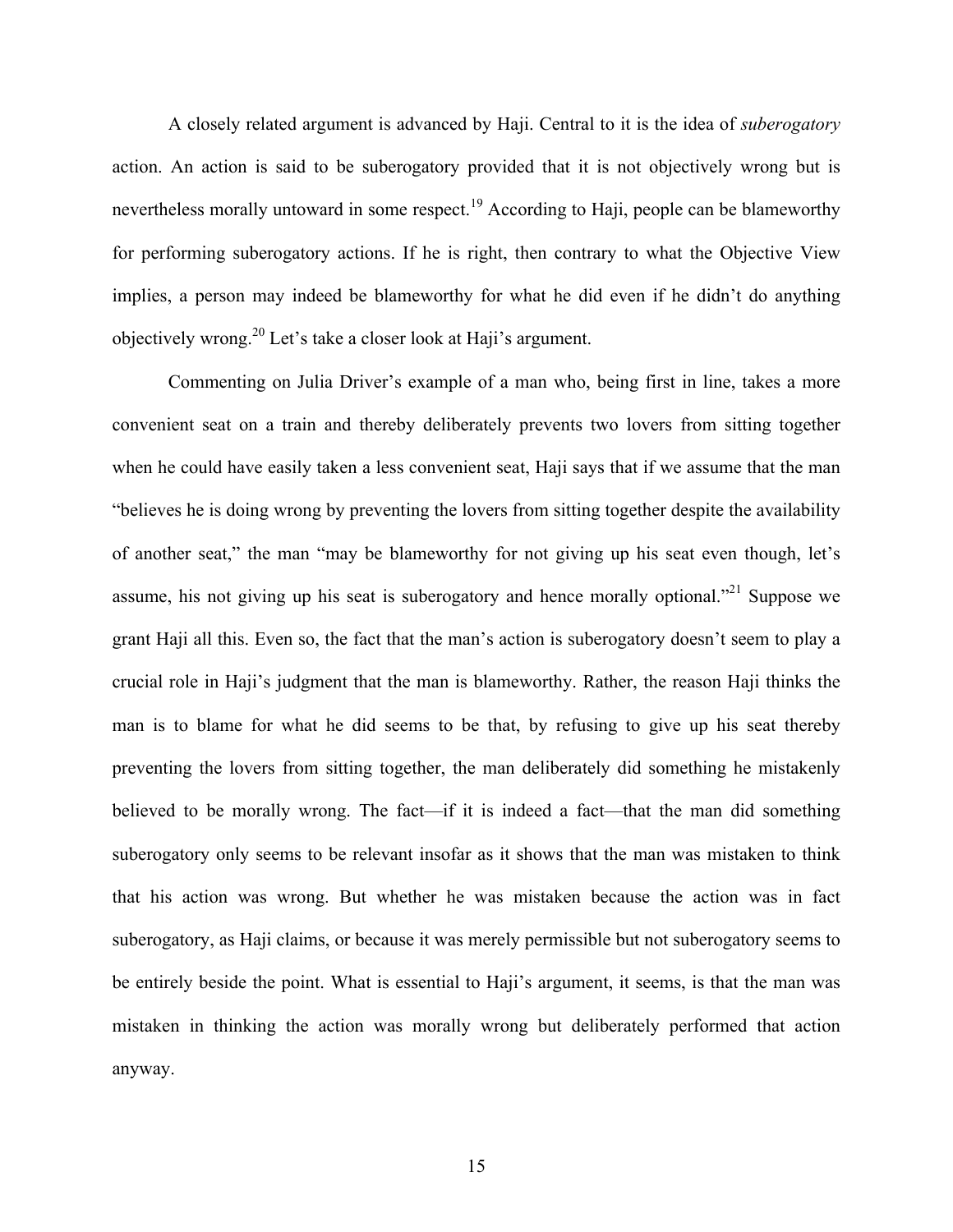A closely related argument is advanced by Haji. Central to it is the idea of *suberogatory* action. An action is said to be suberogatory provided that it is not objectively wrong but is nevertheless morally untoward in some respect.[19] According to Haji, people can be blameworthy for performing suberogatory actions. If he is right, then contrary to what the Objective View implies, a person may indeed be blameworthy for what he did even if he didn't do anything objectively wrong.[20] Let's take a closer look at Haji's argument.

Commenting on Julia Driver's example of a man who, being first in line, takes a more convenient seat on a train and thereby deliberately prevents two lovers from sitting together when he could have easily taken a less convenient seat, Haji says that if we assume that the man "believes he is doing wrong by preventing the lovers from sitting together despite the availability of another seat," the man "may be blameworthy for not giving up his seat even though, let's assume, his not giving up his seat is suberogatory and hence morally optional."[21] Suppose we grant Haji all this. Even so, the fact that the man's action is suberogatory doesn't seem to play a crucial role in Haji's judgment that the man is blameworthy. Rather, the reason Haji thinks the man is to blame for what he did seems to be that, by refusing to give up his seat thereby preventing the lovers from sitting together, the man deliberately did something he mistakenly believed to be morally wrong. The fact—if it is indeed a fact—that the man did something suberogatory only seems to be relevant insofar as it shows that the man was mistaken to think that his action was wrong. But whether he was mistaken because the action was in fact suberogatory, as Haji claims, or because it was merely permissible but not suberogatory seems to be entirely beside the point. What is essential to Haji's argument, it seems, is that the man was mistaken in thinking the action was morally wrong but deliberately performed that action anyway.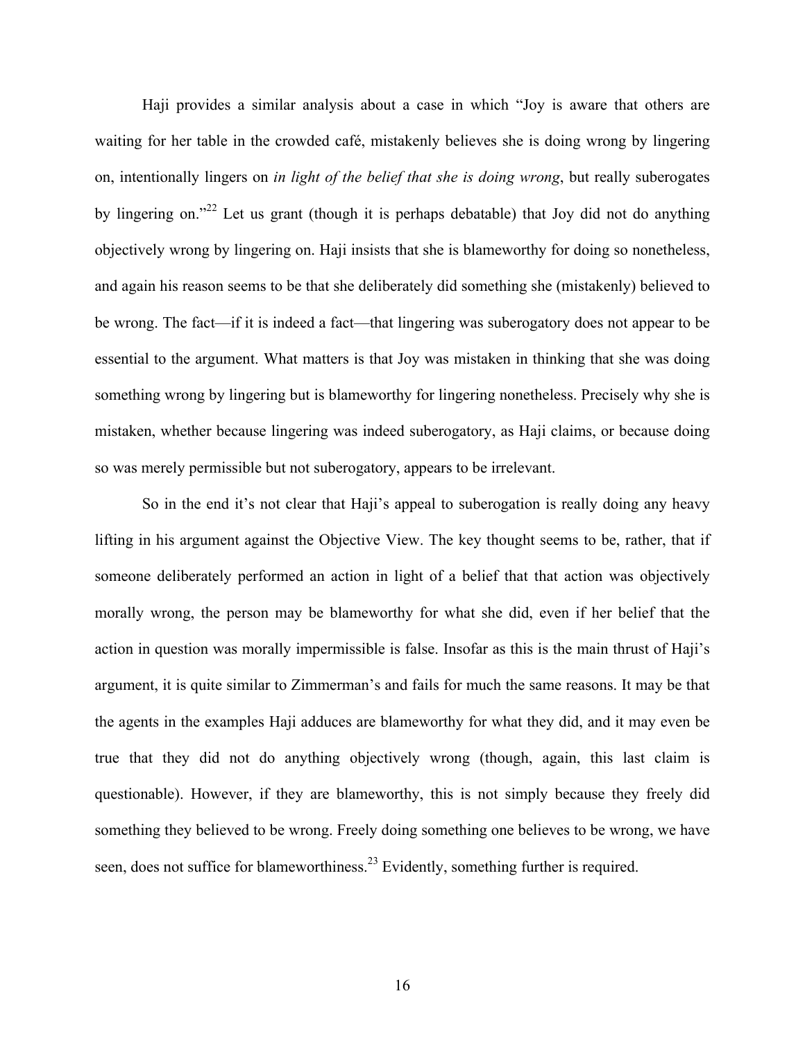Haji provides a similar analysis about a case in which "Joy is aware that others are waiting for her table in the crowded café, mistakenly believes she is doing wrong by lingering on, intentionally lingers on *in light of the belief that she is doing wrong*, but really suberogates by lingering on."[22] Let us grant (though it is perhaps debatable) that Joy did not do anything objectively wrong by lingering on. Haji insists that she is blameworthy for doing so nonetheless, and again his reason seems to be that she deliberately did something she (mistakenly) believed to be wrong. The fact—if it is indeed a fact—that lingering was suberogatory does not appear to be essential to the argument. What matters is that Joy was mistaken in thinking that she was doing something wrong by lingering but is blameworthy for lingering nonetheless. Precisely why she is mistaken, whether because lingering was indeed suberogatory, as Haji claims, or because doing so was merely permissible but not suberogatory, appears to be irrelevant.

So in the end it's not clear that Haji's appeal to suberogation is really doing any heavy lifting in his argument against the Objective View. The key thought seems to be, rather, that if someone deliberately performed an action in light of a belief that that action was objectively morally wrong, the person may be blameworthy for what she did, even if her belief that the action in question was morally impermissible is false. Insofar as this is the main thrust of Haji's argument, it is quite similar to Zimmerman's and fails for much the same reasons. It may be that the agents in the examples Haji adduces are blameworthy for what they did, and it may even be true that they did not do anything objectively wrong (though, again, this last claim is questionable). However, if they are blameworthy, this is not simply because they freely did something they believed to be wrong. Freely doing something one believes to be wrong, we have seen, does not suffice for blameworthiness.[23] Evidently, something further is required.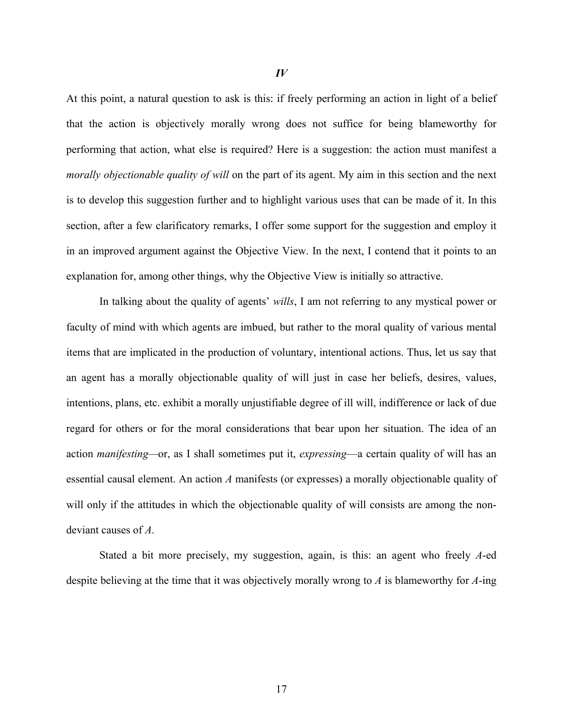## *IV*

At this point, a natural question to ask is this: if freely performing an action in light of a belief that the action is objectively morally wrong does not suffice for being blameworthy for performing that action, what else is required? Here is a suggestion: the action must manifest a *morally objectionable quality of will* on the part of its agent. My aim in this section and the next is to develop this suggestion further and to highlight various uses that can be made of it. In this section, after a few clarificatory remarks, I offer some support for the suggestion and employ it in an improved argument against the Objective View. In the next, I contend that it points to an explanation for, among other things, why the Objective View is initially so attractive.

In talking about the quality of agents' *wills*, I am not referring to any mystical power or faculty of mind with which agents are imbued, but rather to the moral quality of various mental items that are implicated in the production of voluntary, intentional actions. Thus, let us say that an agent has a morally objectionable quality of will just in case her beliefs, desires, values, intentions, plans, etc. exhibit a morally unjustifiable degree of ill will, indifference or lack of due regard for others or for the moral considerations that bear upon her situation. The idea of an action *manifesting*—or, as I shall sometimes put it, *expressing*—a certain quality of will has an essential causal element. An action *A* manifests (or expresses) a morally objectionable quality of will only if the attitudes in which the objectionable quality of will consists are among the non-deviant causes of *A*.

Stated a bit more precisely, my suggestion, again, is this: an agent who freely *A*-ed despite believing at the time that it was objectively morally wrong to *A* is blameworthy for *A*-ing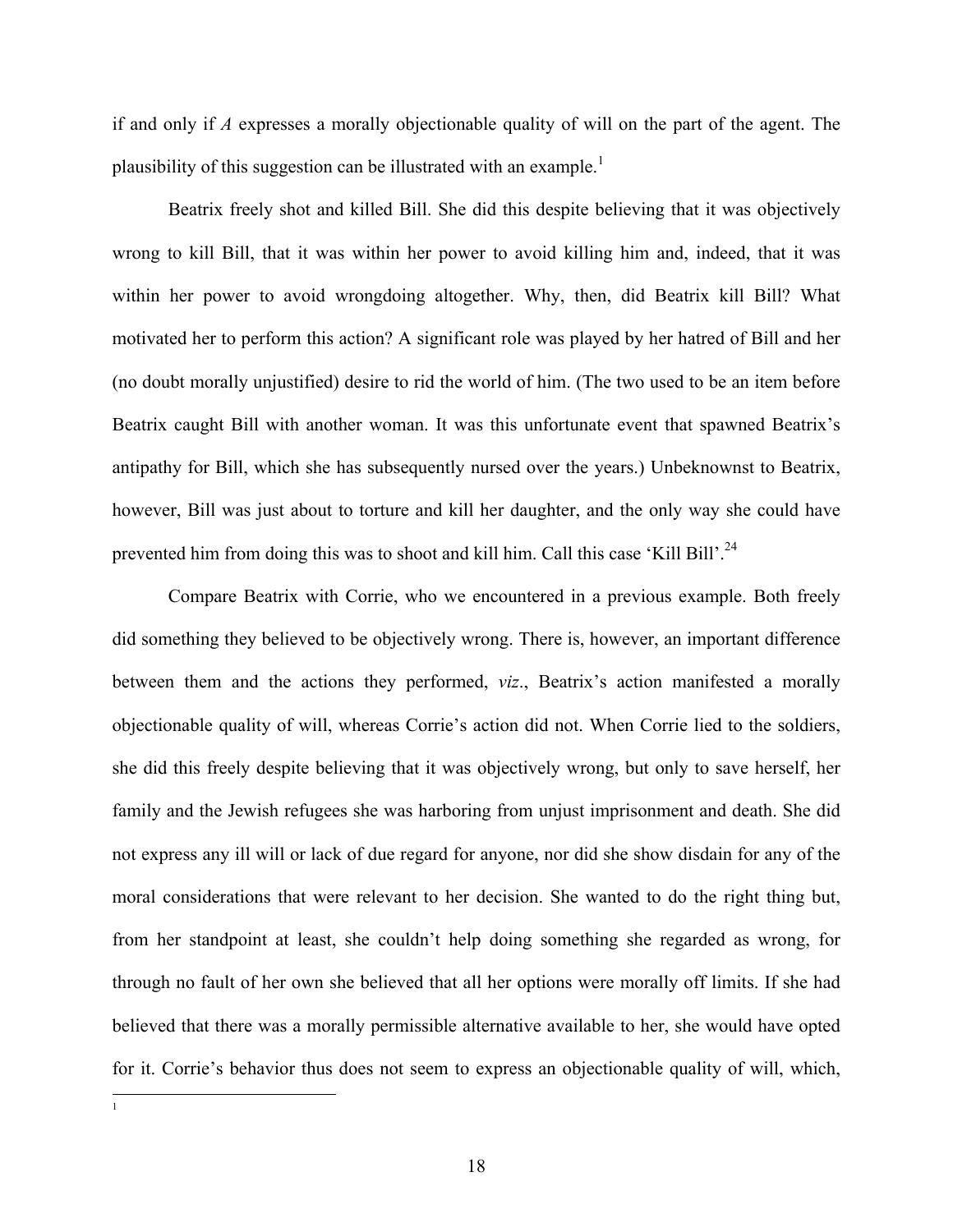if and only if *A* expresses a morally objectionable quality of will on the part of the agent. The plausibility of this suggestion can be illustrated with an example.[1]

Beatrix freely shot and killed Bill. She did this despite believing that it was objectively wrong to kill Bill, that it was within her power to avoid killing him and, indeed, that it was within her power to avoid wrongdoing altogether. Why, then, did Beatrix kill Bill? What motivated her to perform this action? A significant role was played by her hatred of Bill and her (no doubt morally unjustified) desire to rid the world of him. (The two used to be an item before Beatrix caught Bill with another woman. It was this unfortunate event that spawned Beatrix's antipathy for Bill, which she has subsequently nursed over the years.) Unbeknownst to Beatrix, however, Bill was just about to torture and kill her daughter, and the only way she could have prevented him from doing this was to shoot and kill him. Call this case 'Kill Bill'.[24]

Compare Beatrix with Corrie, who we encountered in a previous example. Both freely did something they believed to be objectively wrong. There is, however, an important difference between them and the actions they performed, *viz*., Beatrix's action manifested a morally objectionable quality of will, whereas Corrie's action did not. When Corrie lied to the soldiers, she did this freely despite believing that it was objectively wrong, but only to save herself, her family and the Jewish refugees she was harboring from unjust imprisonment and death. She did not express any ill will or lack of due regard for anyone, nor did she show disdain for any of the moral considerations that were relevant to her decision. She wanted to do the right thing but, from her standpoint at least, she couldn't help doing something she regarded as wrong, for through no fault of her own she believed that all her options were morally off limits. If she had believed that there was a morally permissible alternative available to her, she would have opted for it. Corrie's behavior thus does not seem to express an objectionable quality of will, which,

---

[1]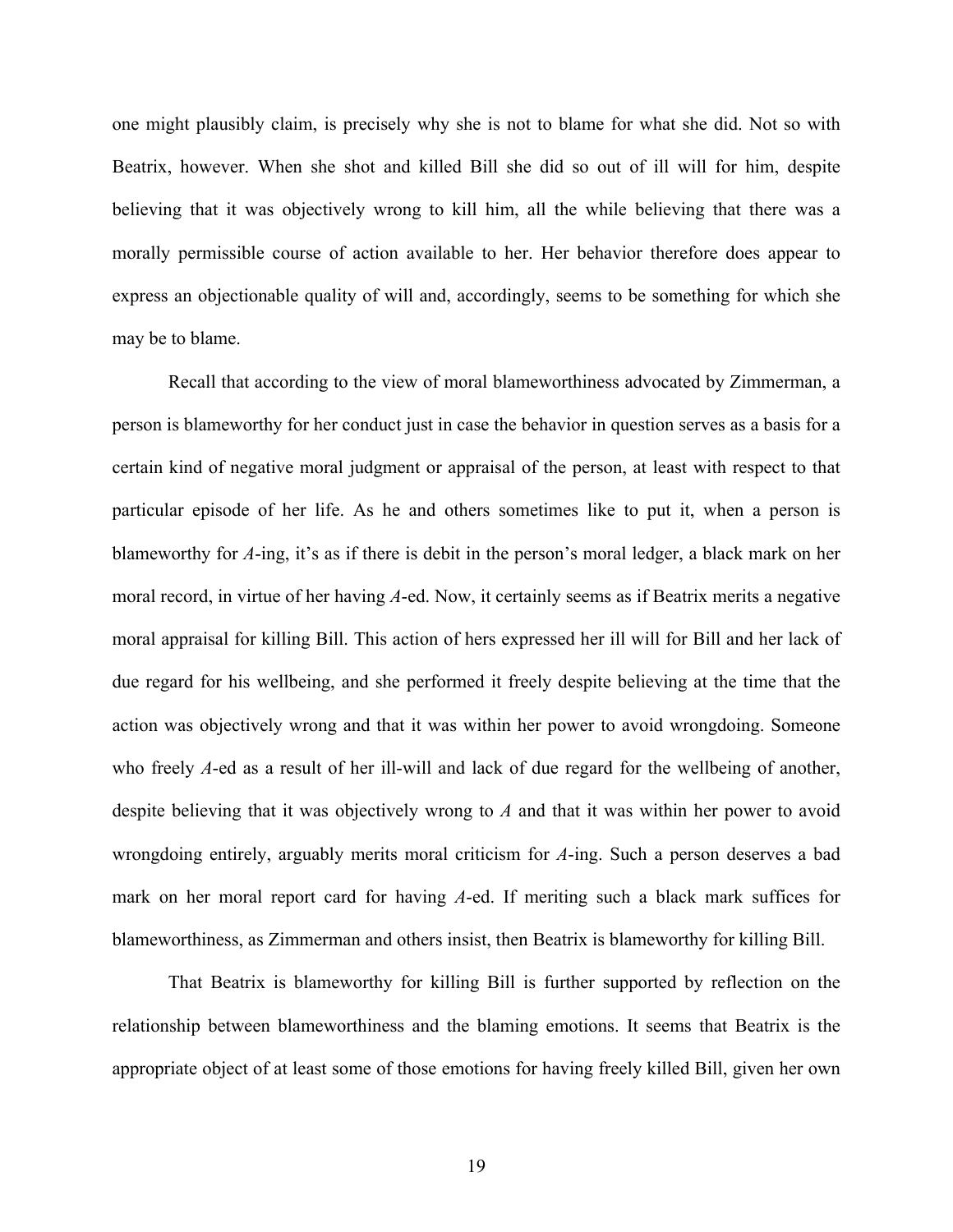one might plausibly claim, is precisely why she is not to blame for what she did. Not so with Beatrix, however. When she shot and killed Bill she did so out of ill will for him, despite believing that it was objectively wrong to kill him, all the while believing that there was a morally permissible course of action available to her. Her behavior therefore does appear to express an objectionable quality of will and, accordingly, seems to be something for which she may be to blame.

Recall that according to the view of moral blameworthiness advocated by Zimmerman, a person is blameworthy for her conduct just in case the behavior in question serves as a basis for a certain kind of negative moral judgment or appraisal of the person, at least with respect to that particular episode of her life. As he and others sometimes like to put it, when a person is blameworthy for *A*-ing, it's as if there is debit in the person's moral ledger, a black mark on her moral record, in virtue of her having *A*-ed. Now, it certainly seems as if Beatrix merits a negative moral appraisal for killing Bill. This action of hers expressed her ill will for Bill and her lack of due regard for his wellbeing, and she performed it freely despite believing at the time that the action was objectively wrong and that it was within her power to avoid wrongdoing. Someone who freely *A*-ed as a result of her ill-will and lack of due regard for the wellbeing of another, despite believing that it was objectively wrong to *A* and that it was within her power to avoid wrongdoing entirely, arguably merits moral criticism for *A*-ing. Such a person deserves a bad mark on her moral report card for having *A*-ed. If meriting such a black mark suffices for blameworthiness, as Zimmerman and others insist, then Beatrix is blameworthy for killing Bill.

That Beatrix is blameworthy for killing Bill is further supported by reflection on the relationship between blameworthiness and the blaming emotions. It seems that Beatrix is the appropriate object of at least some of those emotions for having freely killed Bill, given her own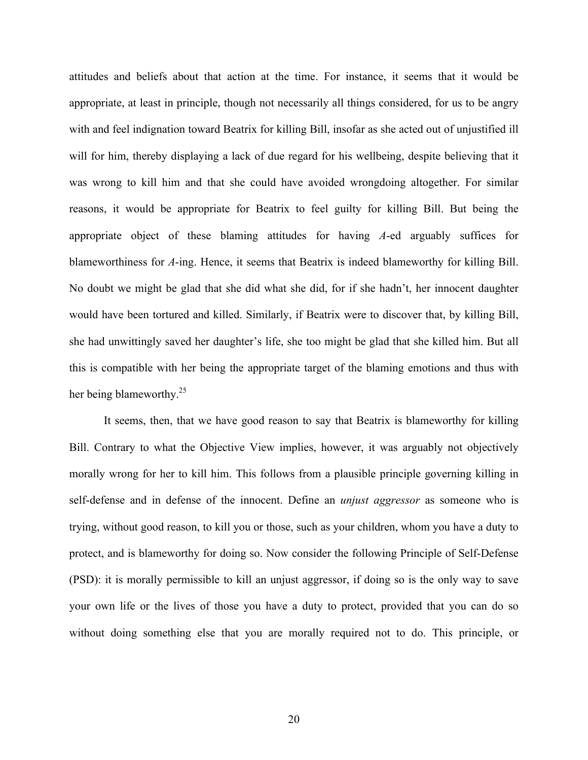attitudes and beliefs about that action at the time. For instance, it seems that it would be appropriate, at least in principle, though not necessarily all things considered, for us to be angry with and feel indignation toward Beatrix for killing Bill, insofar as she acted out of unjustified ill will for him, thereby displaying a lack of due regard for his wellbeing, despite believing that it was wrong to kill him and that she could have avoided wrongdoing altogether. For similar reasons, it would be appropriate for Beatrix to feel guilty for killing Bill. But being the appropriate object of these blaming attitudes for having *A*-ed arguably suffices for blameworthiness for *A*-ing. Hence, it seems that Beatrix is indeed blameworthy for killing Bill. No doubt we might be glad that she did what she did, for if she hadn't, her innocent daughter would have been tortured and killed. Similarly, if Beatrix were to discover that, by killing Bill, she had unwittingly saved her daughter's life, she too might be glad that she killed him. But all this is compatible with her being the appropriate target of the blaming emotions and thus with her being blameworthy.[25]

It seems, then, that we have good reason to say that Beatrix is blameworthy for killing Bill. Contrary to what the Objective View implies, however, it was arguably not objectively morally wrong for her to kill him. This follows from a plausible principle governing killing in self-defense and in defense of the innocent. Define an *unjust aggressor* as someone who is trying, without good reason, to kill you or those, such as your children, whom you have a duty to protect, and is blameworthy for doing so. Now consider the following Principle of Self-Defense (PSD): it is morally permissible to kill an unjust aggressor, if doing so is the only way to save your own life or the lives of those you have a duty to protect, provided that you can do so without doing something else that you are morally required not to do. This principle, or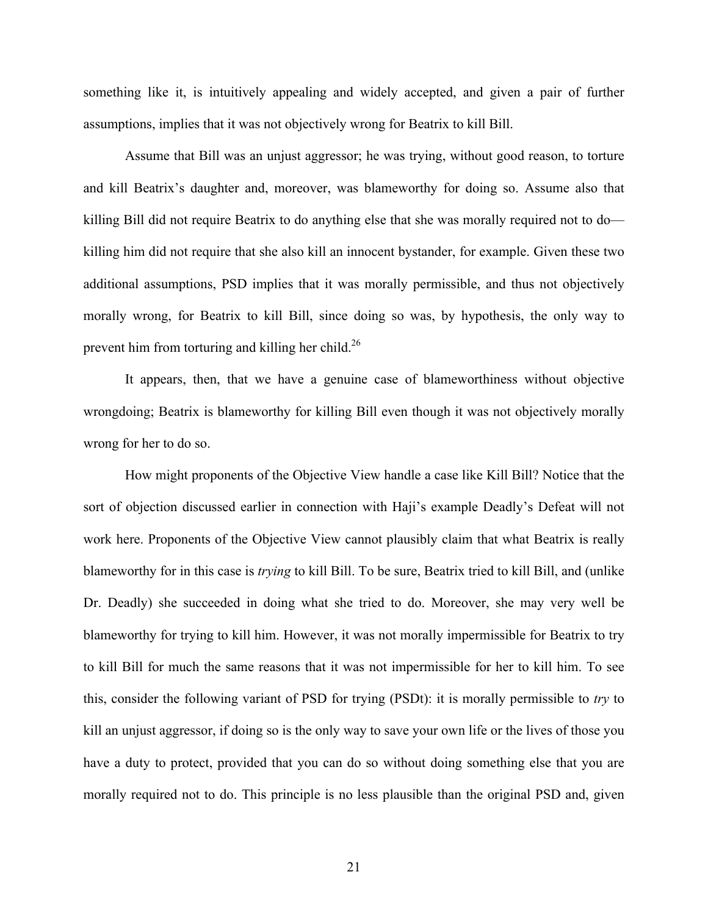something like it, is intuitively appealing and widely accepted, and given a pair of further assumptions, implies that it was not objectively wrong for Beatrix to kill Bill.

Assume that Bill was an unjust aggressor; he was trying, without good reason, to torture and kill Beatrix's daughter and, moreover, was blameworthy for doing so. Assume also that killing Bill did not require Beatrix to do anything else that she was morally required not to do—killing him did not require that she also kill an innocent bystander, for example. Given these two additional assumptions, PSD implies that it was morally permissible, and thus not objectively morally wrong, for Beatrix to kill Bill, since doing so was, by hypothesis, the only way to prevent him from torturing and killing her child.[26]

It appears, then, that we have a genuine case of blameworthiness without objective wrongdoing; Beatrix is blameworthy for killing Bill even though it was not objectively morally wrong for her to do so.

How might proponents of the Objective View handle a case like Kill Bill? Notice that the sort of objection discussed earlier in connection with Haji's example Deadly's Defeat will not work here. Proponents of the Objective View cannot plausibly claim that what Beatrix is really blameworthy for in this case is *trying* to kill Bill. To be sure, Beatrix tried to kill Bill, and (unlike Dr. Deadly) she succeeded in doing what she tried to do. Moreover, she may very well be blameworthy for trying to kill him. However, it was not morally impermissible for Beatrix to try to kill Bill for much the same reasons that it was not impermissible for her to kill him. To see this, consider the following variant of PSD for trying (PSDt): it is morally permissible to *try* to kill an unjust aggressor, if doing so is the only way to save your own life or the lives of those you have a duty to protect, provided that you can do so without doing something else that you are morally required not to do. This principle is no less plausible than the original PSD and, given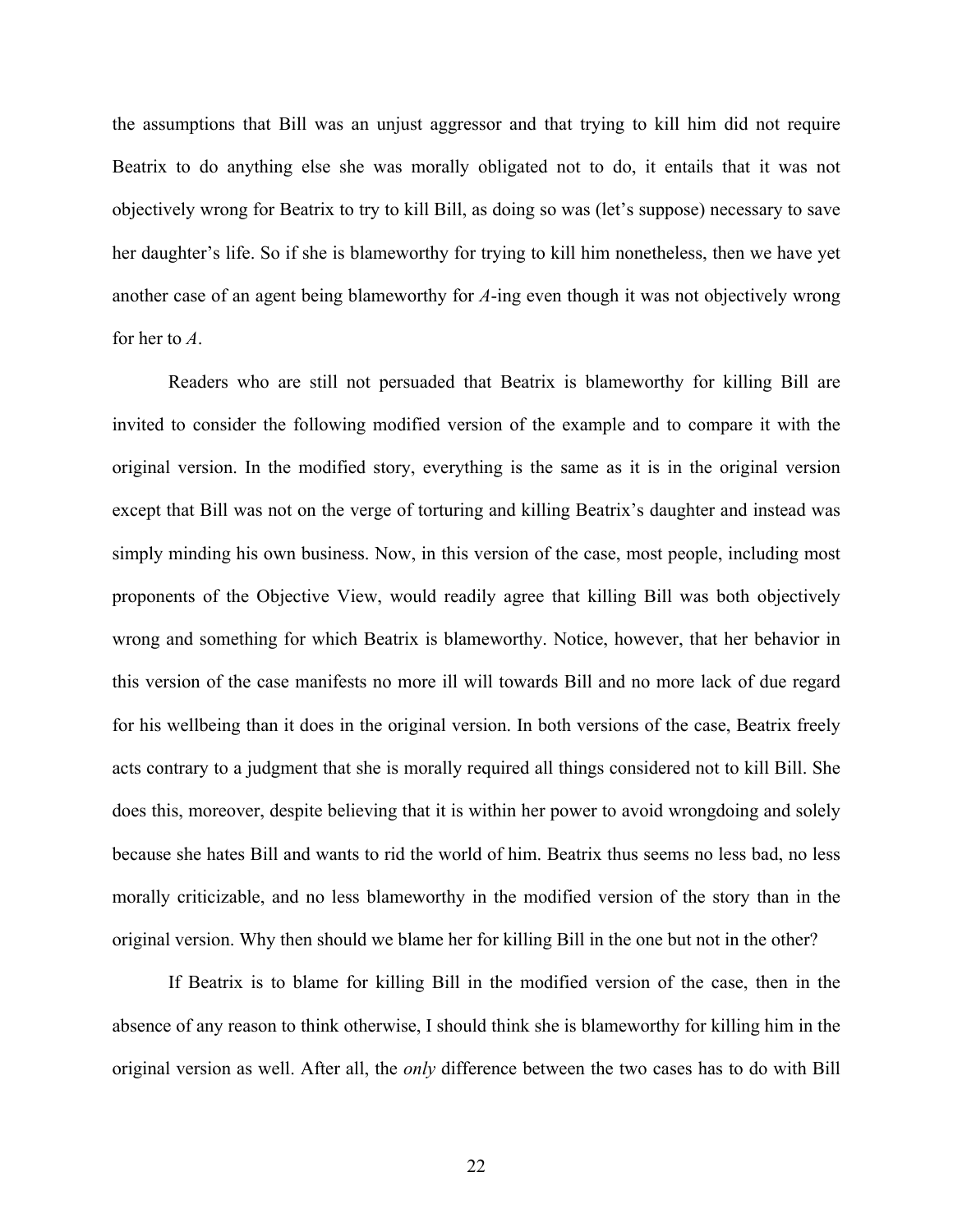the assumptions that Bill was an unjust aggressor and that trying to kill him did not require Beatrix to do anything else she was morally obligated not to do, it entails that it was not objectively wrong for Beatrix to try to kill Bill, as doing so was (let's suppose) necessary to save her daughter's life. So if she is blameworthy for trying to kill him nonetheless, then we have yet another case of an agent being blameworthy for *A*-ing even though it was not objectively wrong for her to *A*.

Readers who are still not persuaded that Beatrix is blameworthy for killing Bill are invited to consider the following modified version of the example and to compare it with the original version. In the modified story, everything is the same as it is in the original version except that Bill was not on the verge of torturing and killing Beatrix's daughter and instead was simply minding his own business. Now, in this version of the case, most people, including most proponents of the Objective View, would readily agree that killing Bill was both objectively wrong and something for which Beatrix is blameworthy. Notice, however, that her behavior in this version of the case manifests no more ill will towards Bill and no more lack of due regard for his wellbeing than it does in the original version. In both versions of the case, Beatrix freely acts contrary to a judgment that she is morally required all things considered not to kill Bill. She does this, moreover, despite believing that it is within her power to avoid wrongdoing and solely because she hates Bill and wants to rid the world of him. Beatrix thus seems no less bad, no less morally criticizable, and no less blameworthy in the modified version of the story than in the original version. Why then should we blame her for killing Bill in the one but not in the other?

If Beatrix is to blame for killing Bill in the modified version of the case, then in the absence of any reason to think otherwise, I should think she is blameworthy for killing him in the original version as well. After all, the *only* difference between the two cases has to do with Bill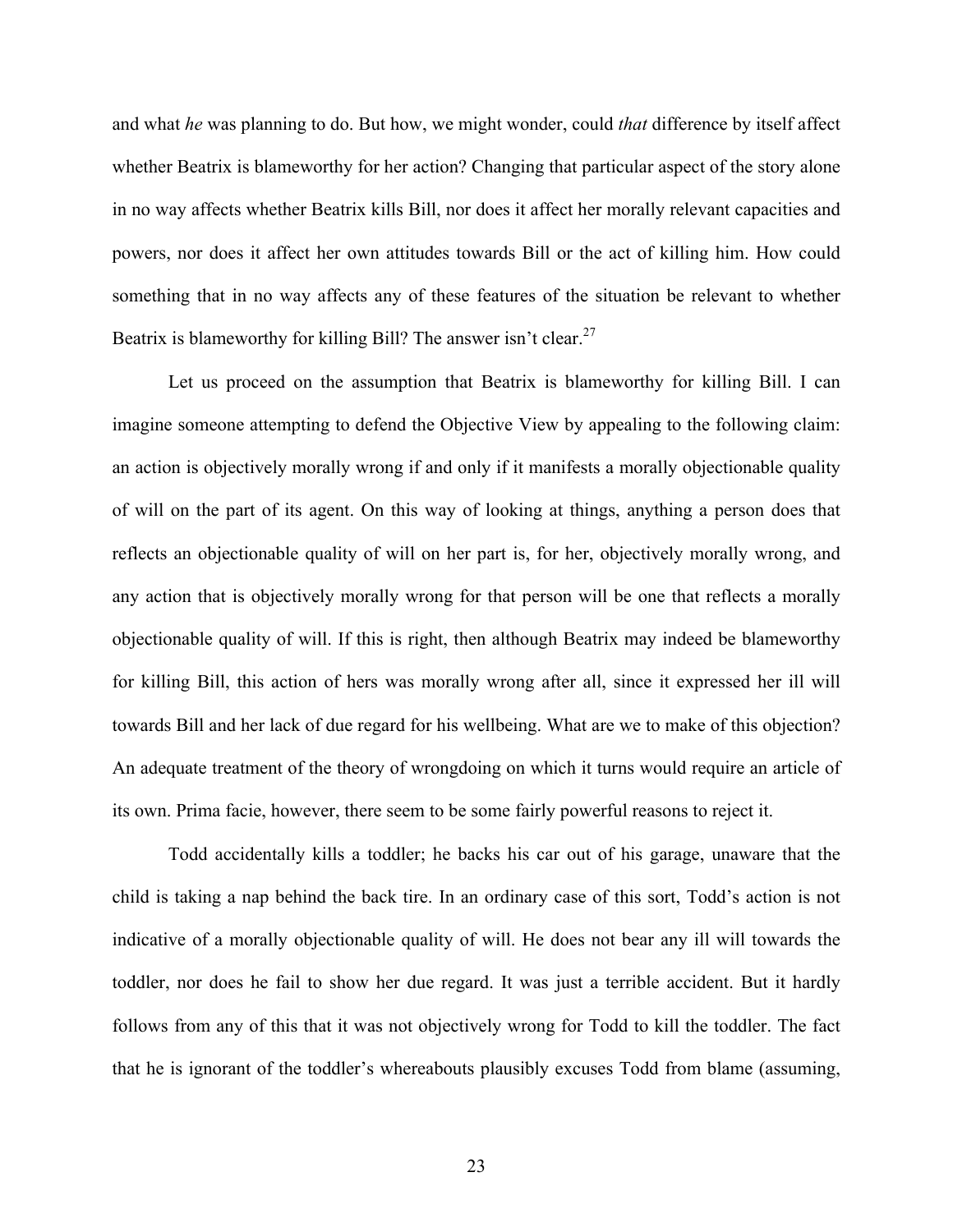and what *he* was planning to do. But how, we might wonder, could *that* difference by itself affect whether Beatrix is blameworthy for her action? Changing that particular aspect of the story alone in no way affects whether Beatrix kills Bill, nor does it affect her morally relevant capacities and powers, nor does it affect her own attitudes towards Bill or the act of killing him. How could something that in no way affects any of these features of the situation be relevant to whether Beatrix is blameworthy for killing Bill? The answer isn't clear.[27]

Let us proceed on the assumption that Beatrix is blameworthy for killing Bill. I can imagine someone attempting to defend the Objective View by appealing to the following claim: an action is objectively morally wrong if and only if it manifests a morally objectionable quality of will on the part of its agent. On this way of looking at things, anything a person does that reflects an objectionable quality of will on her part is, for her, objectively morally wrong, and any action that is objectively morally wrong for that person will be one that reflects a morally objectionable quality of will. If this is right, then although Beatrix may indeed be blameworthy for killing Bill, this action of hers was morally wrong after all, since it expressed her ill will towards Bill and her lack of due regard for his wellbeing. What are we to make of this objection? An adequate treatment of the theory of wrongdoing on which it turns would require an article of its own. Prima facie, however, there seem to be some fairly powerful reasons to reject it.

Todd accidentally kills a toddler; he backs his car out of his garage, unaware that the child is taking a nap behind the back tire. In an ordinary case of this sort, Todd's action is not indicative of a morally objectionable quality of will. He does not bear any ill will towards the toddler, nor does he fail to show her due regard. It was just a terrible accident. But it hardly follows from any of this that it was not objectively wrong for Todd to kill the toddler. The fact that he is ignorant of the toddler's whereabouts plausibly excuses Todd from blame (assuming,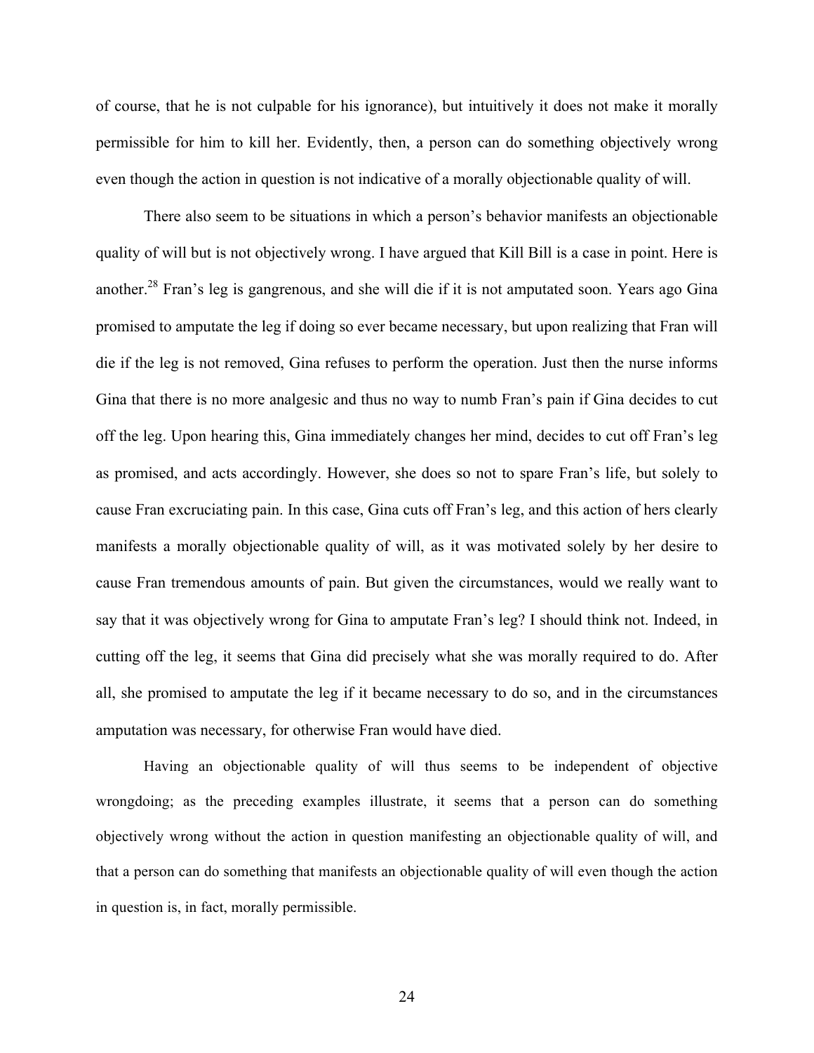of course, that he is not culpable for his ignorance), but intuitively it does not make it morally permissible for him to kill her. Evidently, then, a person can do something objectively wrong even though the action in question is not indicative of a morally objectionable quality of will.

There also seem to be situations in which a person's behavior manifests an objectionable quality of will but is not objectively wrong. I have argued that Kill Bill is a case in point. Here is another.[28] Fran's leg is gangrenous, and she will die if it is not amputated soon. Years ago Gina promised to amputate the leg if doing so ever became necessary, but upon realizing that Fran will die if the leg is not removed, Gina refuses to perform the operation. Just then the nurse informs Gina that there is no more analgesic and thus no way to numb Fran's pain if Gina decides to cut off the leg. Upon hearing this, Gina immediately changes her mind, decides to cut off Fran's leg as promised, and acts accordingly. However, she does so not to spare Fran's life, but solely to cause Fran excruciating pain. In this case, Gina cuts off Fran's leg, and this action of hers clearly manifests a morally objectionable quality of will, as it was motivated solely by her desire to cause Fran tremendous amounts of pain. But given the circumstances, would we really want to say that it was objectively wrong for Gina to amputate Fran's leg? I should think not. Indeed, in cutting off the leg, it seems that Gina did precisely what she was morally required to do. After all, she promised to amputate the leg if it became necessary to do so, and in the circumstances amputation was necessary, for otherwise Fran would have died.

Having an objectionable quality of will thus seems to be independent of objective wrongdoing; as the preceding examples illustrate, it seems that a person can do something objectively wrong without the action in question manifesting an objectionable quality of will, and that a person can do something that manifests an objectionable quality of will even though the action in question is, in fact, morally permissible.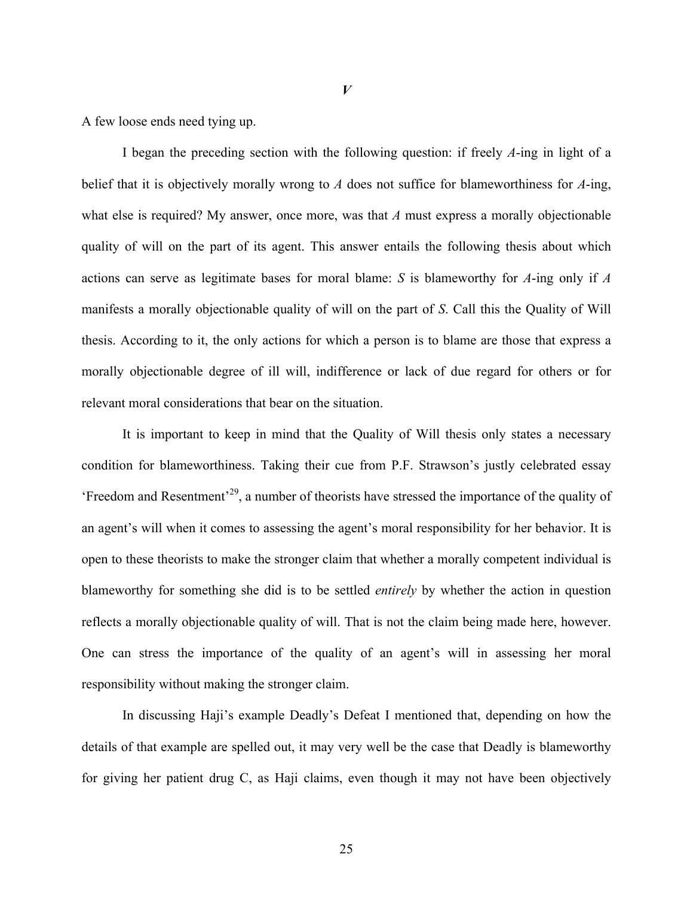## *V*

A few loose ends need tying up.

I began the preceding section with the following question: if freely *A*-ing in light of a belief that it is objectively morally wrong to *A* does not suffice for blameworthiness for *A*-ing, what else is required? My answer, once more, was that *A* must express a morally objectionable quality of will on the part of its agent. This answer entails the following thesis about which actions can serve as legitimate bases for moral blame: *S* is blameworthy for *A*-ing only if *A* manifests a morally objectionable quality of will on the part of *S*. Call this the Quality of Will thesis. According to it, the only actions for which a person is to blame are those that express a morally objectionable degree of ill will, indifference or lack of due regard for others or for relevant moral considerations that bear on the situation.

It is important to keep in mind that the Quality of Will thesis only states a necessary condition for blameworthiness. Taking their cue from P.F. Strawson's justly celebrated essay 'Freedom and Resentment'[29], a number of theorists have stressed the importance of the quality of an agent's will when it comes to assessing the agent's moral responsibility for her behavior. It is open to these theorists to make the stronger claim that whether a morally competent individual is blameworthy for something she did is to be settled *entirely* by whether the action in question reflects a morally objectionable quality of will. That is not the claim being made here, however. One can stress the importance of the quality of an agent's will in assessing her moral responsibility without making the stronger claim.

In discussing Haji's example Deadly's Defeat I mentioned that, depending on how the details of that example are spelled out, it may very well be the case that Deadly is blameworthy for giving her patient drug C, as Haji claims, even though it may not have been objectively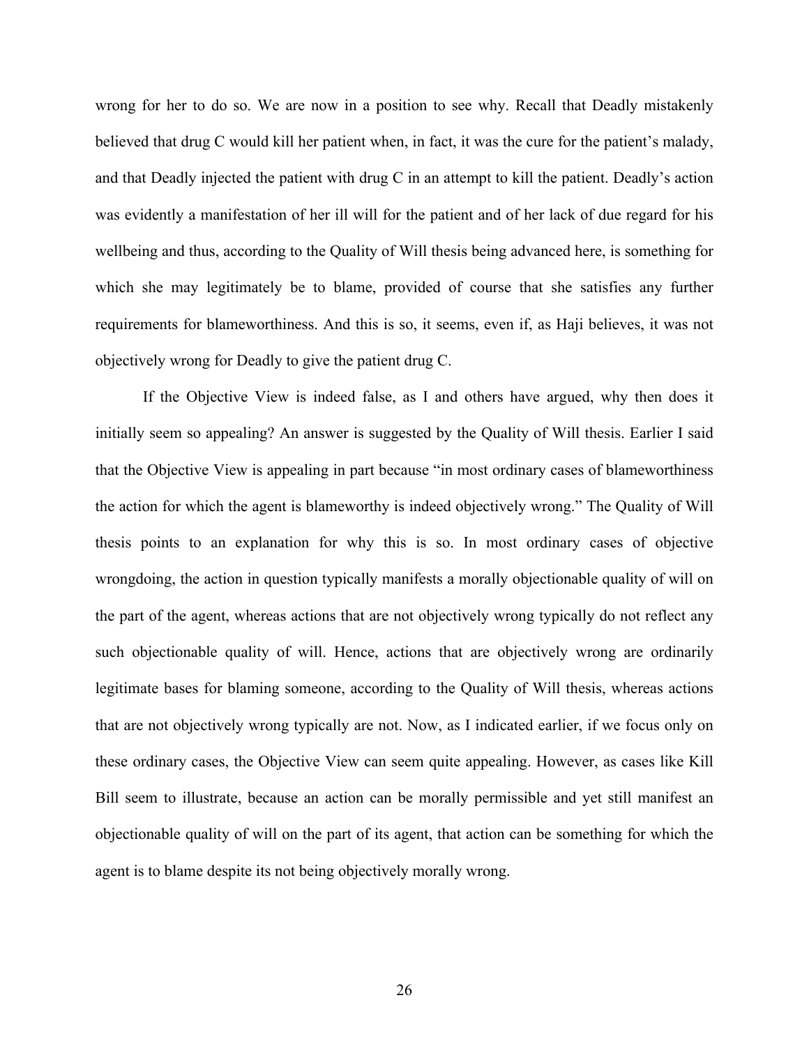wrong for her to do so. We are now in a position to see why. Recall that Deadly mistakenly believed that drug C would kill her patient when, in fact, it was the cure for the patient's malady, and that Deadly injected the patient with drug C in an attempt to kill the patient. Deadly's action was evidently a manifestation of her ill will for the patient and of her lack of due regard for his wellbeing and thus, according to the Quality of Will thesis being advanced here, is something for which she may legitimately be to blame, provided of course that she satisfies any further requirements for blameworthiness. And this is so, it seems, even if, as Haji believes, it was not objectively wrong for Deadly to give the patient drug C.

If the Objective View is indeed false, as I and others have argued, why then does it initially seem so appealing? An answer is suggested by the Quality of Will thesis. Earlier I said that the Objective View is appealing in part because "in most ordinary cases of blameworthiness the action for which the agent is blameworthy is indeed objectively wrong." The Quality of Will thesis points to an explanation for why this is so. In most ordinary cases of objective wrongdoing, the action in question typically manifests a morally objectionable quality of will on the part of the agent, whereas actions that are not objectively wrong typically do not reflect any such objectionable quality of will. Hence, actions that are objectively wrong are ordinarily legitimate bases for blaming someone, according to the Quality of Will thesis, whereas actions that are not objectively wrong typically are not. Now, as I indicated earlier, if we focus only on these ordinary cases, the Objective View can seem quite appealing. However, as cases like Kill Bill seem to illustrate, because an action can be morally permissible and yet still manifest an objectionable quality of will on the part of its agent, that action can be something for which the agent is to blame despite its not being objectively morally wrong.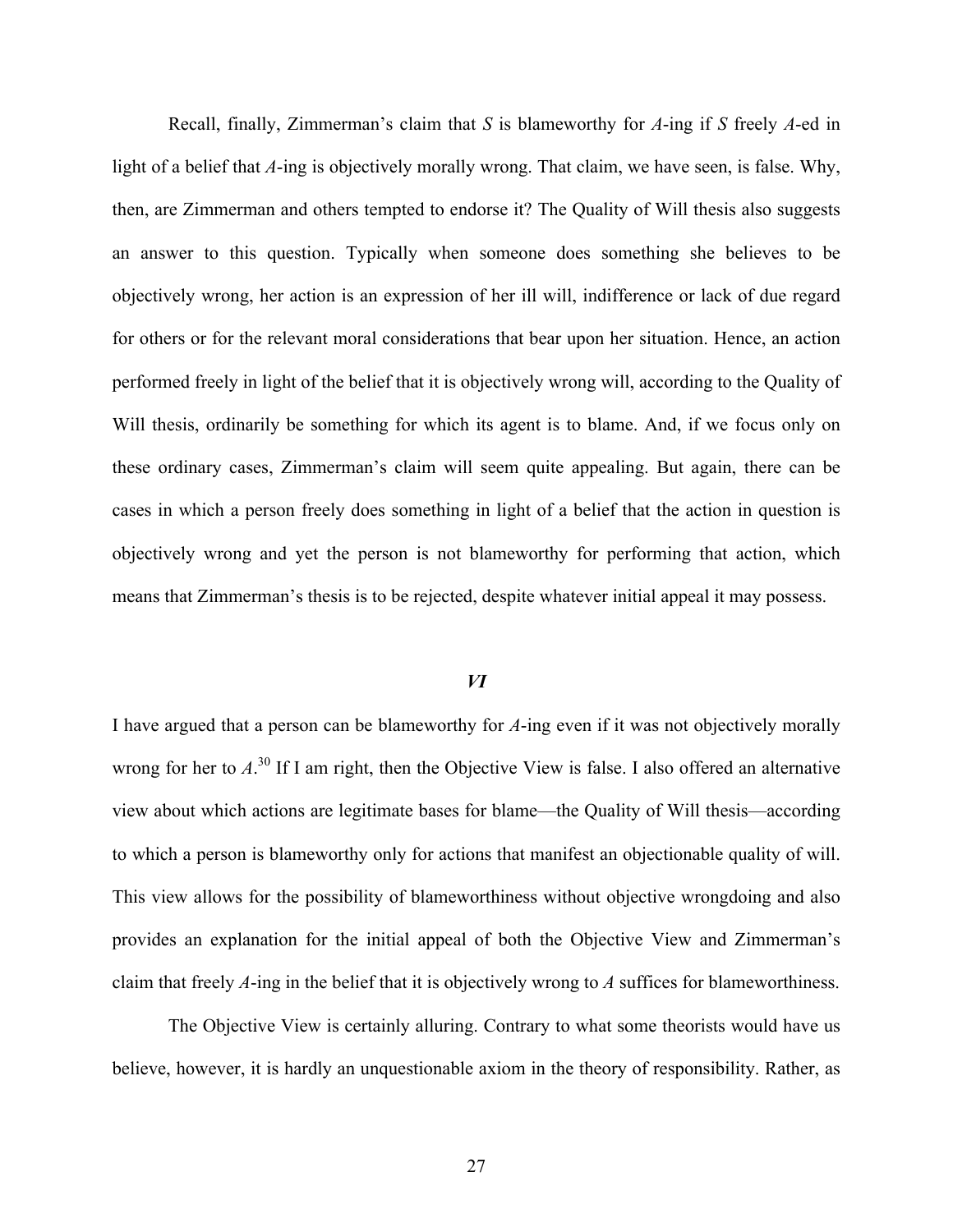Recall, finally, Zimmerman's claim that *S* is blameworthy for *A*-ing if *S* freely *A*-ed in light of a belief that *A*-ing is objectively morally wrong. That claim, we have seen, is false. Why, then, are Zimmerman and others tempted to endorse it? The Quality of Will thesis also suggests an answer to this question. Typically when someone does something she believes to be objectively wrong, her action is an expression of her ill will, indifference or lack of due regard for others or for the relevant moral considerations that bear upon her situation. Hence, an action performed freely in light of the belief that it is objectively wrong will, according to the Quality of Will thesis, ordinarily be something for which its agent is to blame. And, if we focus only on these ordinary cases, Zimmerman's claim will seem quite appealing. But again, there can be cases in which a person freely does something in light of a belief that the action in question is objectively wrong and yet the person is not blameworthy for performing that action, which means that Zimmerman's thesis is to be rejected, despite whatever initial appeal it may possess.

## *VI*

I have argued that a person can be blameworthy for *A*-ing even if it was not objectively morally wrong for her to *A*.[30] If I am right, then the Objective View is false. I also offered an alternative view about which actions are legitimate bases for blame—the Quality of Will thesis—according to which a person is blameworthy only for actions that manifest an objectionable quality of will. This view allows for the possibility of blameworthiness without objective wrongdoing and also provides an explanation for the initial appeal of both the Objective View and Zimmerman's claim that freely *A*-ing in the belief that it is objectively wrong to *A* suffices for blameworthiness.

The Objective View is certainly alluring. Contrary to what some theorists would have us believe, however, it is hardly an unquestionable axiom in the theory of responsibility. Rather, as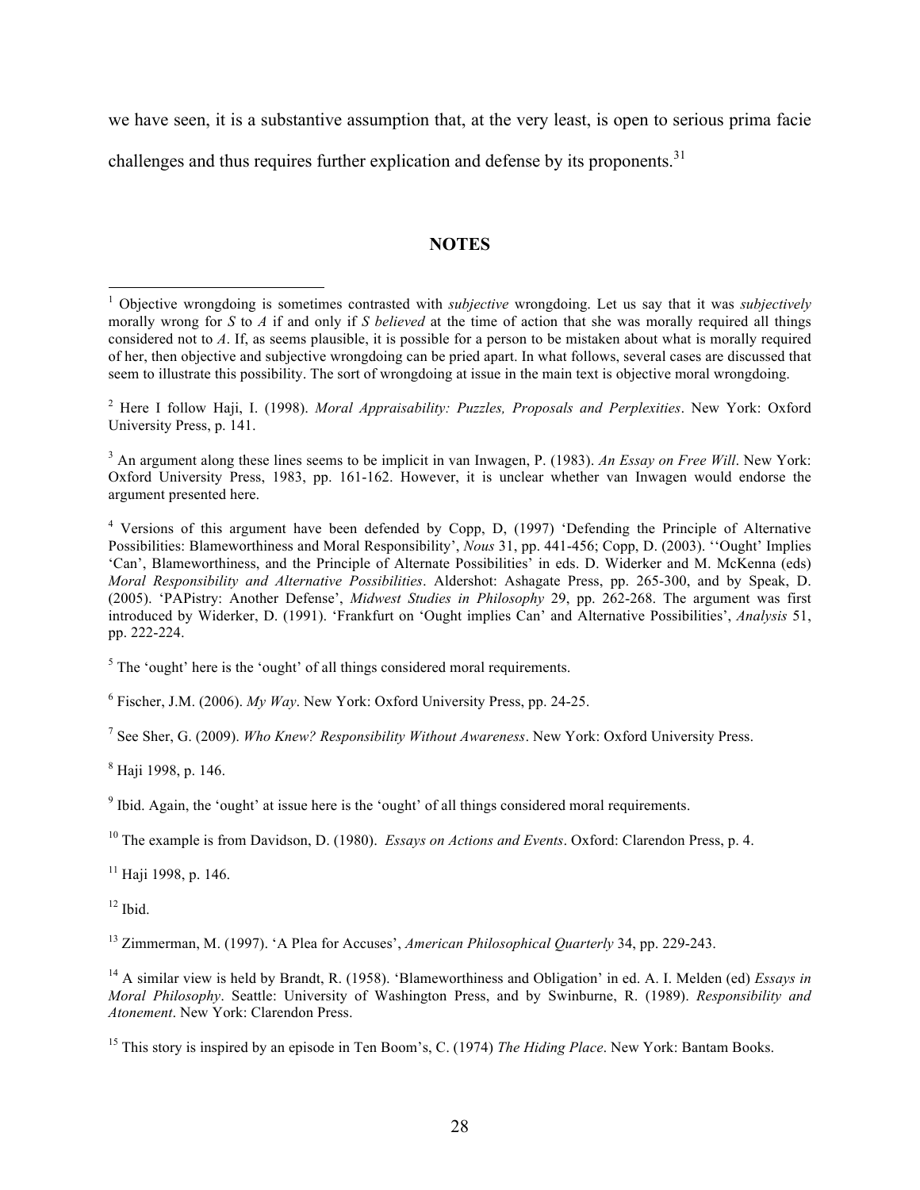we have seen, it is a substantive assumption that, at the very least, is open to serious prima facie challenges and thus requires further explication and defense by its proponents.[31]

## NOTES

[1] Objective wrongdoing is sometimes contrasted with *subjective* wrongdoing. Let us say that it was *subjectively* morally wrong for *S* to *A* if and only if *S believed* at the time of action that she was morally required all things considered not to *A*. If, as seems plausible, it is possible for a person to be mistaken about what is morally required of her, then objective and subjective wrongdoing can be pried apart. In what follows, several cases are discussed that seem to illustrate this possibility. The sort of wrongdoing at issue in the main text is objective moral wrongdoing.

[2] Here I follow Haji, I. (1998). *Moral Appraisability: Puzzles, Proposals and Perplexities*. New York: Oxford University Press, p. 141.

[3] An argument along these lines seems to be implicit in van Inwagen, P. (1983). *An Essay on Free Will*. New York: Oxford University Press, 1983, pp. 161-162. However, it is unclear whether van Inwagen would endorse the argument presented here.

[4] Versions of this argument have been defended by Copp, D, (1997) 'Defending the Principle of Alternative Possibilities: Blameworthiness and Moral Responsibility', *Nous* 31, pp. 441-456; Copp, D. (2003). ''Ought' Implies 'Can', Blameworthiness, and the Principle of Alternate Possibilities' in eds. D. Widerker and M. McKenna (eds) *Moral Responsibility and Alternative Possibilities*. Aldershot: Ashagate Press, pp. 265-300, and by Speak, D. (2005). 'PAPistry: Another Defense', *Midwest Studies in Philosophy* 29, pp. 262-268. The argument was first introduced by Widerker, D. (1991). 'Frankfurt on 'Ought implies Can' and Alternative Possibilities', *Analysis* 51, pp. 222-224.

[5] The 'ought' here is the 'ought' of all things considered moral requirements.

[6] Fischer, J.M. (2006). *My Way*. New York: Oxford University Press, pp. 24-25.

[7] See Sher, G. (2009). *Who Knew? Responsibility Without Awareness*. New York: Oxford University Press.

[8] Haji 1998, p. 146.

[9] Ibid. Again, the 'ought' at issue here is the 'ought' of all things considered moral requirements.

[10] The example is from Davidson, D. (1980). *Essays on Actions and Events*. Oxford: Clarendon Press, p. 4.

[11] Haji 1998, p. 146.

[12] Ibid.

[13] Zimmerman, M. (1997). 'A Plea for Accuses', *American Philosophical Quarterly* 34, pp. 229-243.

[14] A similar view is held by Brandt, R. (1958). 'Blameworthiness and Obligation' in ed. A. I. Melden (ed) *Essays in Moral Philosophy*. Seattle: University of Washington Press, and by Swinburne, R. (1989). *Responsibility and Atonement*. New York: Clarendon Press.

[15] This story is inspired by an episode in Ten Boom's, C. (1974) *The Hiding Place*. New York: Bantam Books.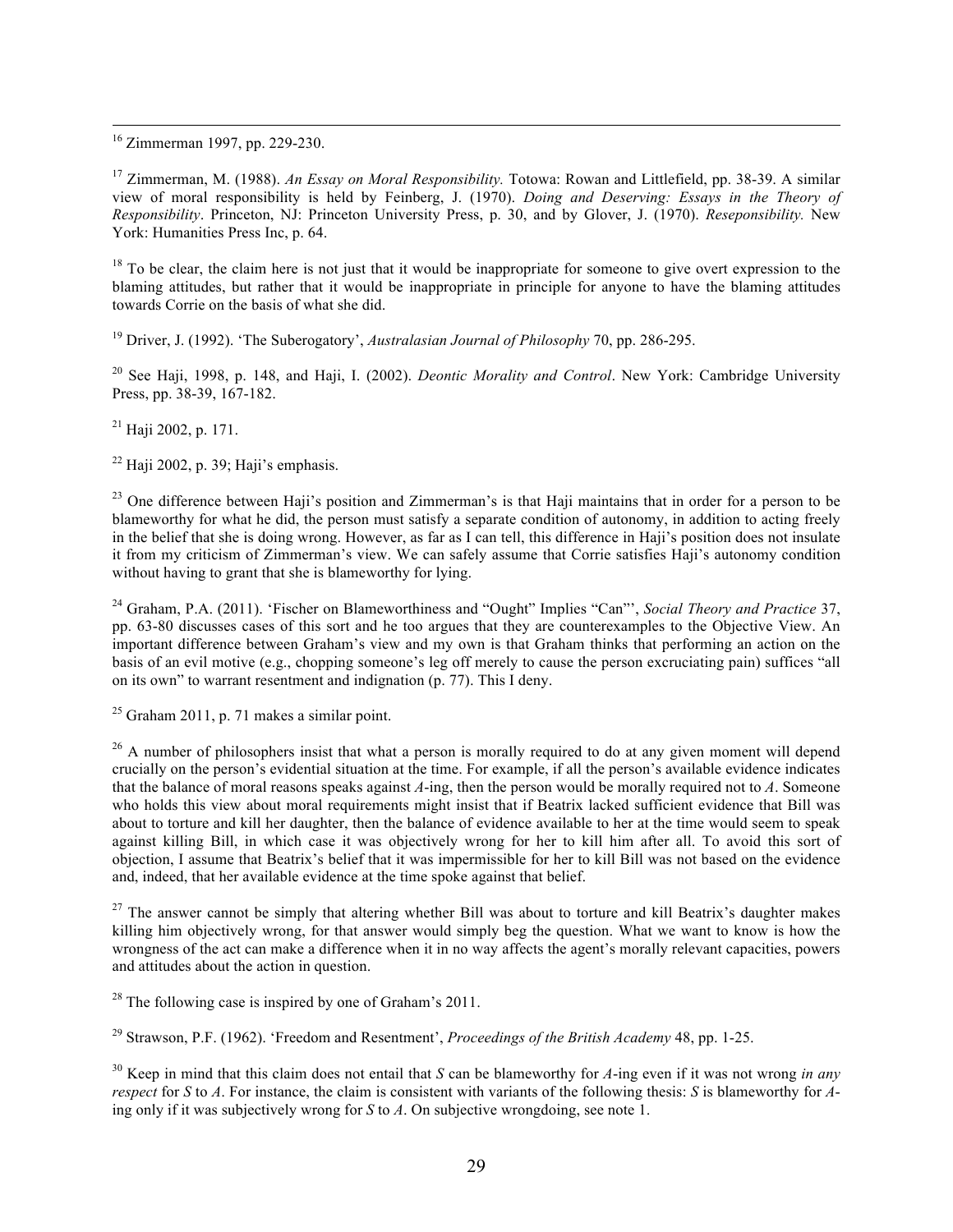[16] Zimmerman 1997, pp. 229-230.

[17] Zimmerman, M. (1988). *An Essay on Moral Responsibility.* Totowa: Rowan and Littlefield, pp. 38-39. A similar view of moral responsibility is held by Feinberg, J. (1970). *Doing and Deserving: Essays in the Theory of Responsibility*. Princeton, NJ: Princeton University Press, p. 30, and by Glover, J. (1970). *Reseponsibility.* New York: Humanities Press Inc, p. 64.

[18] To be clear, the claim here is not just that it would be inappropriate for someone to give overt expression to the blaming attitudes, but rather that it would be inappropriate in principle for anyone to have the blaming attitudes towards Corrie on the basis of what she did.

[19] Driver, J. (1992). 'The Suberogatory', *Australasian Journal of Philosophy* 70, pp. 286-295.

[20] See Haji, 1998, p. 148, and Haji, I. (2002). *Deontic Morality and Control*. New York: Cambridge University Press, pp. 38-39, 167-182.

[21] Haji 2002, p. 171.

[22] Haji 2002, p. 39; Haji's emphasis.

[23] One difference between Haji's position and Zimmerman's is that Haji maintains that in order for a person to be blameworthy for what he did, the person must satisfy a separate condition of autonomy, in addition to acting freely in the belief that she is doing wrong. However, as far as I can tell, this difference in Haji's position does not insulate it from my criticism of Zimmerman's view. We can safely assume that Corrie satisfies Haji's autonomy condition without having to grant that she is blameworthy for lying.

[24] Graham, P.A. (2011). 'Fischer on Blameworthiness and "Ought" Implies "Can"', *Social Theory and Practice* 37, pp. 63-80 discusses cases of this sort and he too argues that they are counterexamples to the Objective View. An important difference between Graham's view and my own is that Graham thinks that performing an action on the basis of an evil motive (e.g., chopping someone's leg off merely to cause the person excruciating pain) suffices "all on its own" to warrant resentment and indignation (p. 77). This I deny.

[25] Graham 2011, p. 71 makes a similar point.

[26] A number of philosophers insist that what a person is morally required to do at any given moment will depend crucially on the person's evidential situation at the time. For example, if all the person's available evidence indicates that the balance of moral reasons speaks against *A*-ing, then the person would be morally required not to *A*. Someone who holds this view about moral requirements might insist that if Beatrix lacked sufficient evidence that Bill was about to torture and kill her daughter, then the balance of evidence available to her at the time would seem to speak against killing Bill, in which case it was objectively wrong for her to kill him after all. To avoid this sort of objection, I assume that Beatrix's belief that it was impermissible for her to kill Bill was not based on the evidence and, indeed, that her available evidence at the time spoke against that belief.

[27] The answer cannot be simply that altering whether Bill was about to torture and kill Beatrix's daughter makes killing him objectively wrong, for that answer would simply beg the question. What we want to know is how the wrongness of the act can make a difference when it in no way affects the agent's morally relevant capacities, powers and attitudes about the action in question.

[28] The following case is inspired by one of Graham's 2011.

[29] Strawson, P.F. (1962). 'Freedom and Resentment', *Proceedings of the British Academy* 48, pp. 1-25.

[30] Keep in mind that this claim does not entail that *S* can be blameworthy for *A*-ing even if it was not wrong *in any respect* for *S* to *A*. For instance, the claim is consistent with variants of the following thesis: *S* is blameworthy for *A*-ing only if it was subjectively wrong for *S* to *A*. On subjective wrongdoing, see note 1.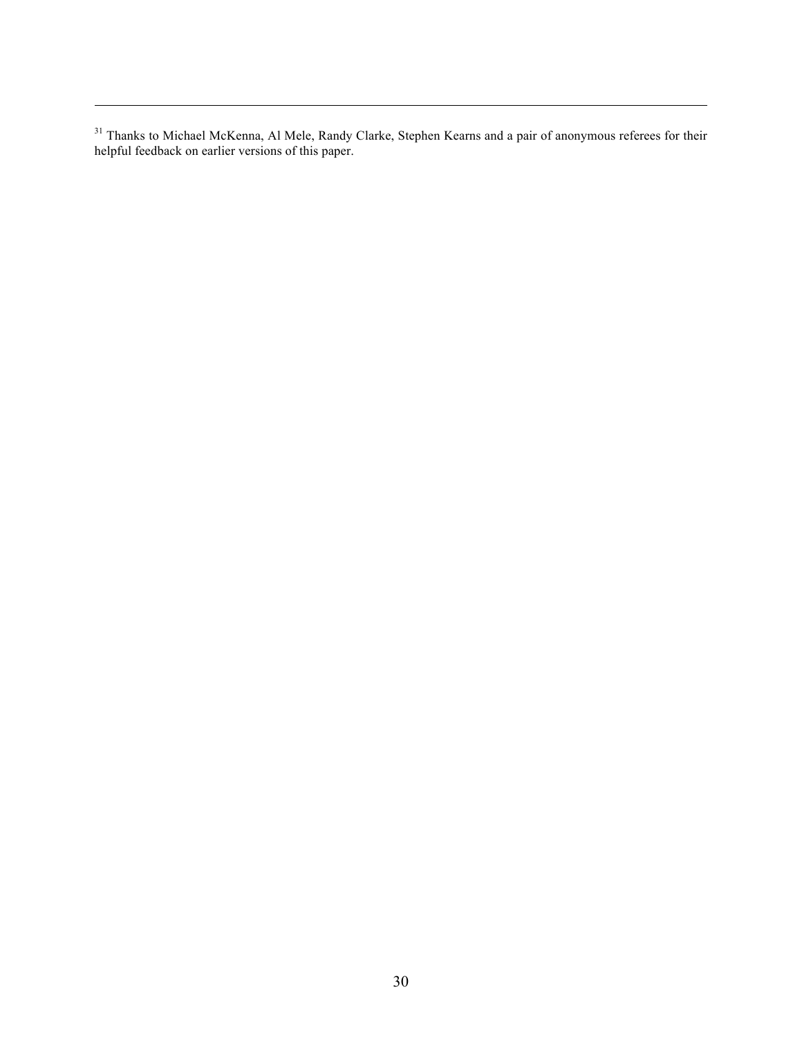[31] Thanks to Michael McKenna, Al Mele, Randy Clarke, Stephen Kearns and a pair of anonymous referees for their helpful feedback on earlier versions of this paper.